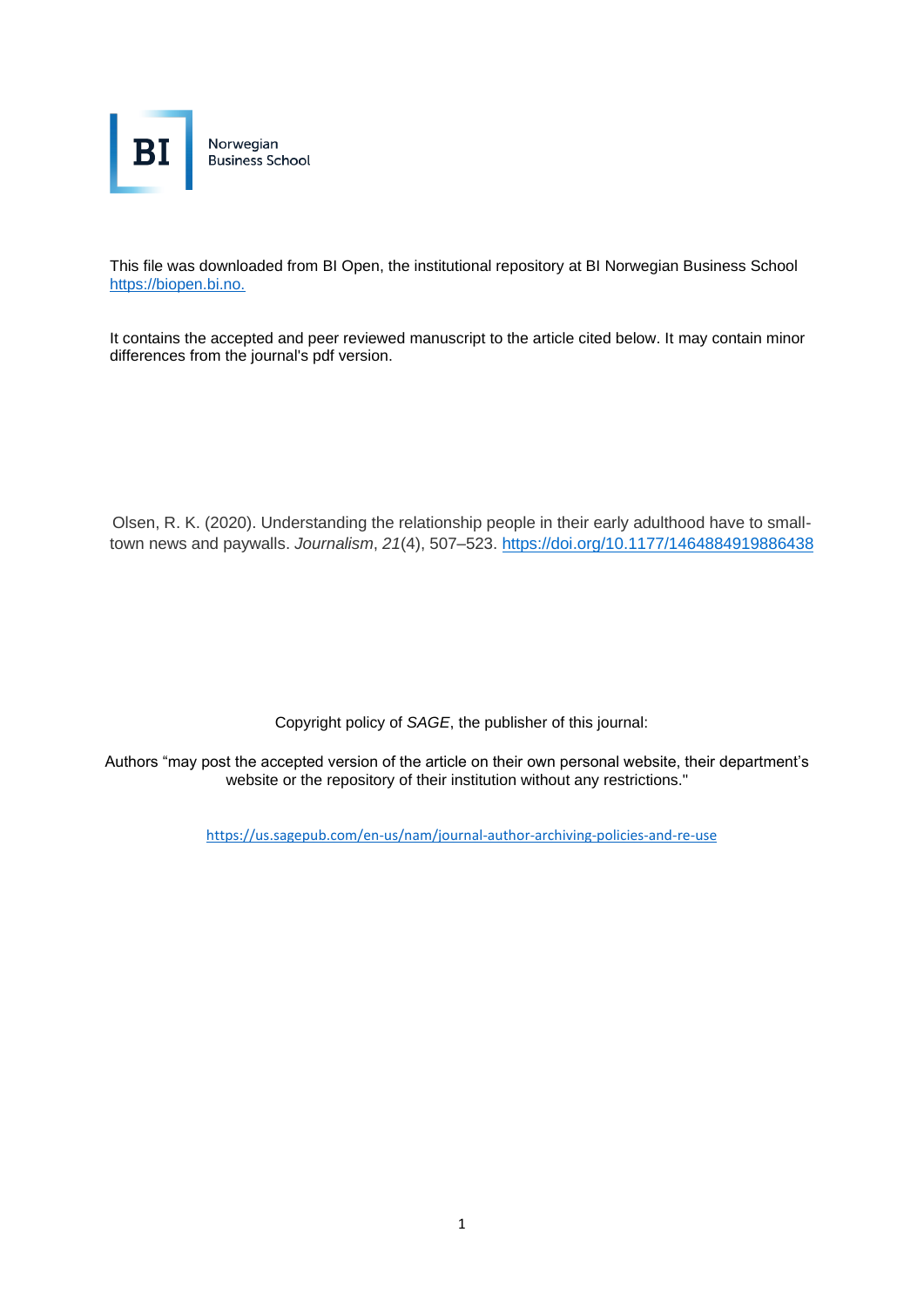This file was downloaded from BI Open, the institutional repository at BI Norwegian Business School https://biopen.bi.no.

It contains the accepted and peer reviewed manuscript to the article cited below. It may contain minor differences from the journal's pdf version.

Olsen, R. K. (2020). Understanding the relationship people in their early adulthood have to small-town news and paywalls. *Journalism*, *21*(4), 507–523. https://doi.org/10.1177/1464884919886438

Copyright policy of *SAGE*, the publisher of this journal:

Authors "may post the accepted version of the article on their own personal website, their department's website or the repository of their institution without any restrictions."

https://us.sagepub.com/en-us/nam/journal-author-archiving-policies-and-re-use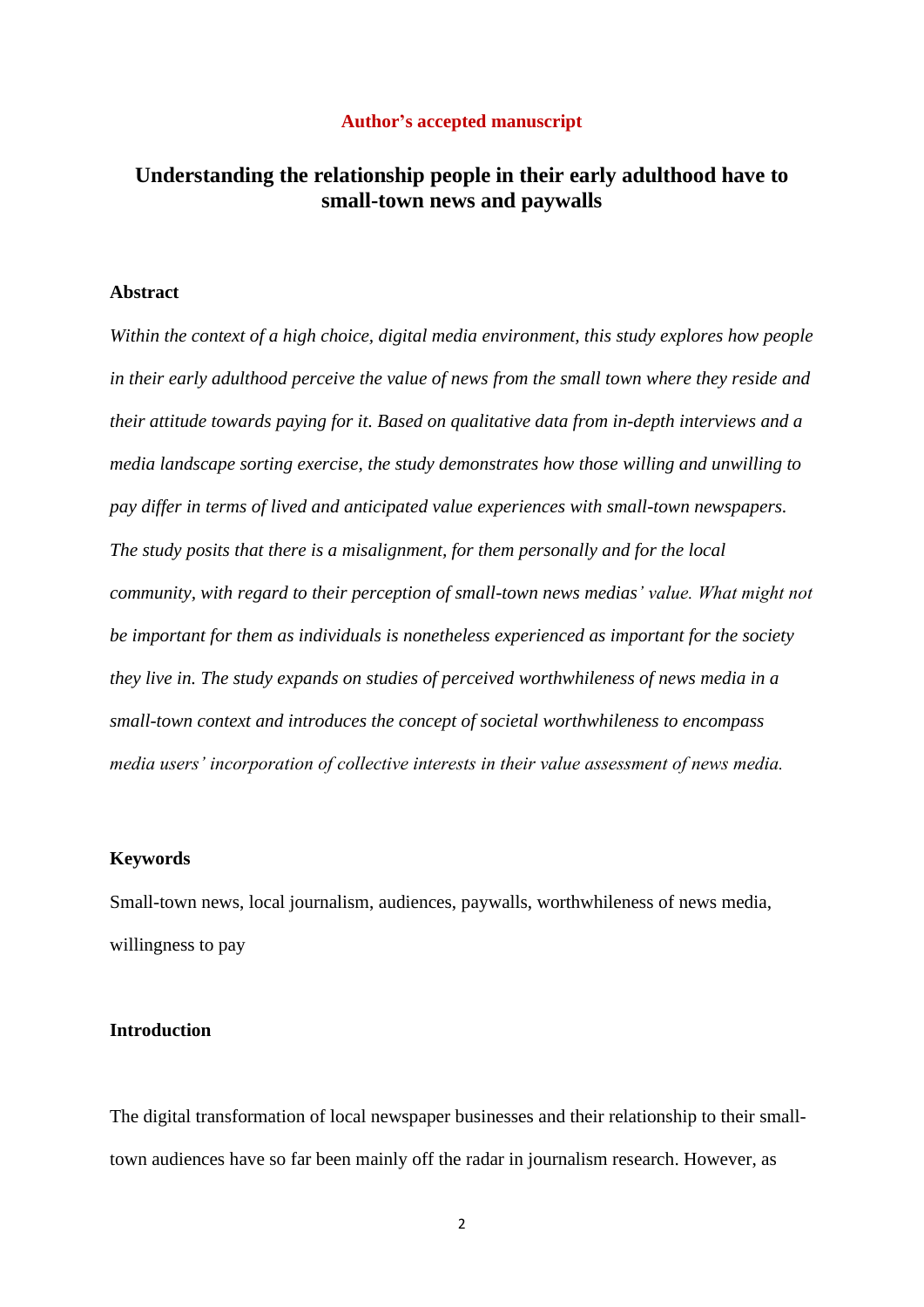**Author's accepted manuscript**

# Understanding the relationship people in their early adulthood have to small-town news and paywalls

## Abstract

*Within the context of a high choice, digital media environment, this study explores how people in their early adulthood perceive the value of news from the small town where they reside and their attitude towards paying for it. Based on qualitative data from in-depth interviews and a media landscape sorting exercise, the study demonstrates how those willing and unwilling to pay differ in terms of lived and anticipated value experiences with small-town newspapers. The study posits that there is a misalignment, for them personally and for the local community, with regard to their perception of small-town news medias' value. What might not be important for them as individuals is nonetheless experienced as important for the society they live in. The study expands on studies of perceived worthwhileness of news media in a small-town context and introduces the concept of societal worthwhileness to encompass media users' incorporation of collective interests in their value assessment of news media.*

## Keywords

Small-town news, local journalism, audiences, paywalls, worthwhileness of news media, willingness to pay

## Introduction

The digital transformation of local newspaper businesses and their relationship to their small-town audiences have so far been mainly off the radar in journalism research. However, as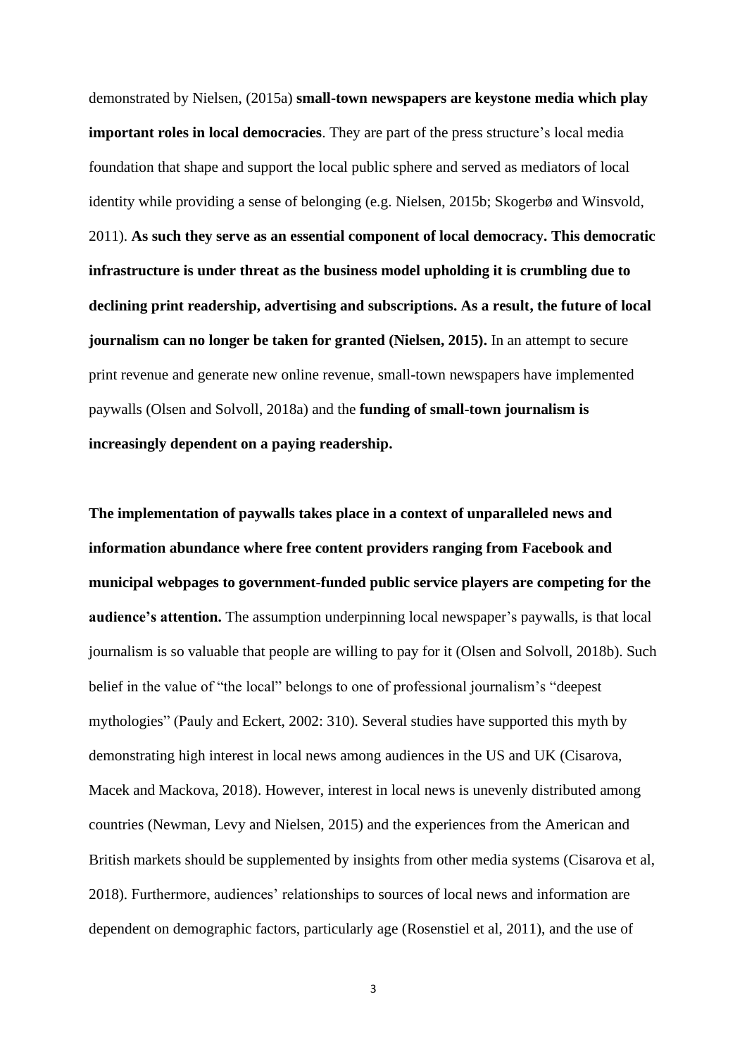demonstrated by Nielsen, (2015a) **small-town newspapers are keystone media which play important roles in local democracies**. They are part of the press structure's local media foundation that shape and support the local public sphere and served as mediators of local identity while providing a sense of belonging (e.g. Nielsen, 2015b; Skogerbø and Winsvold, 2011). **As such they serve as an essential component of local democracy. This democratic infrastructure is under threat as the business model upholding it is crumbling due to declining print readership, advertising and subscriptions. As a result, the future of local journalism can no longer be taken for granted (Nielsen, 2015).** In an attempt to secure print revenue and generate new online revenue, small-town newspapers have implemented paywalls (Olsen and Solvoll, 2018a) and the **funding of small-town journalism is increasingly dependent on a paying readership.**

**The implementation of paywalls takes place in a context of unparalleled news and information abundance where free content providers ranging from Facebook and municipal webpages to government-funded public service players are competing for the audience's attention.** The assumption underpinning local newspaper's paywalls, is that local journalism is so valuable that people are willing to pay for it (Olsen and Solvoll, 2018b). Such belief in the value of "the local" belongs to one of professional journalism's "deepest mythologies" (Pauly and Eckert, 2002: 310). Several studies have supported this myth by demonstrating high interest in local news among audiences in the US and UK (Cisarova, Macek and Mackova, 2018). However, interest in local news is unevenly distributed among countries (Newman, Levy and Nielsen, 2015) and the experiences from the American and British markets should be supplemented by insights from other media systems (Cisarova et al, 2018). Furthermore, audiences' relationships to sources of local news and information are dependent on demographic factors, particularly age (Rosenstiel et al, 2011), and the use of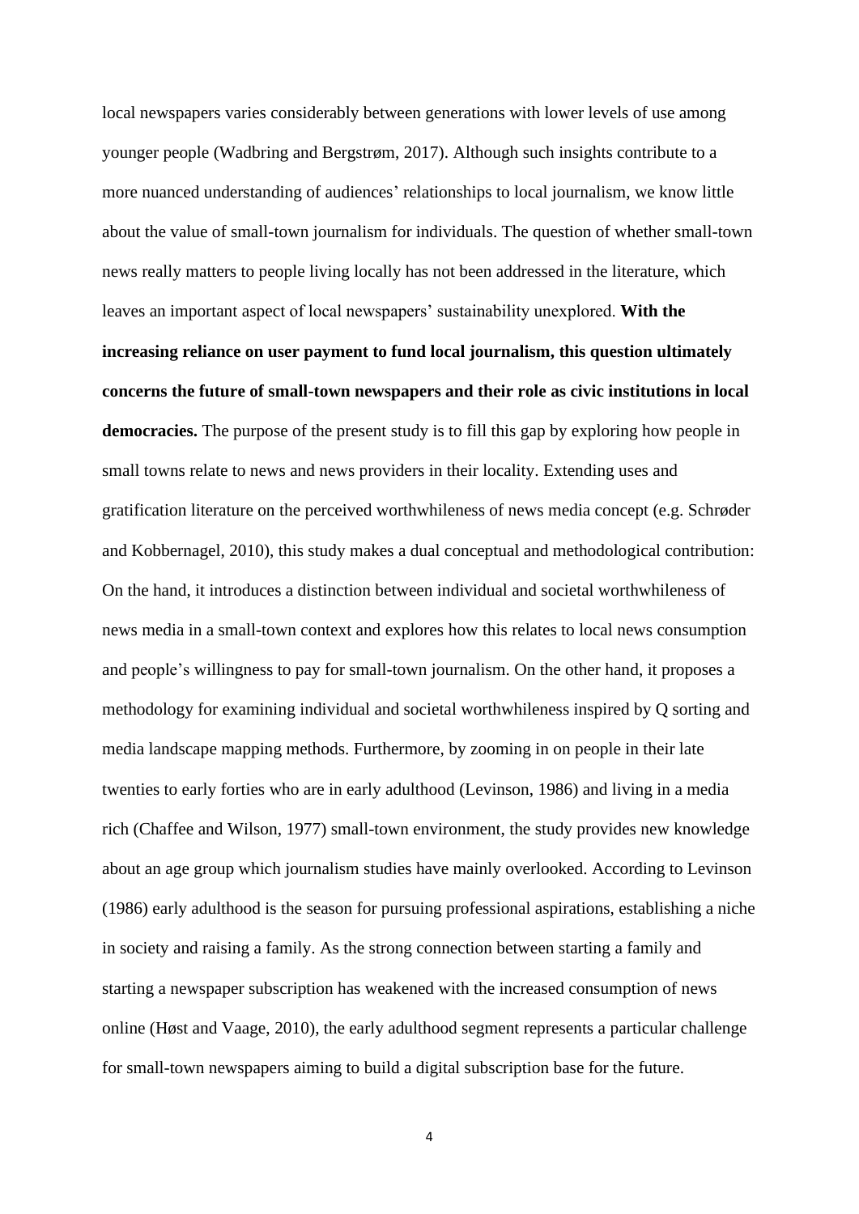local newspapers varies considerably between generations with lower levels of use among younger people (Wadbring and Bergstrøm, 2017). Although such insights contribute to a more nuanced understanding of audiences' relationships to local journalism, we know little about the value of small-town journalism for individuals. The question of whether small-town news really matters to people living locally has not been addressed in the literature, which leaves an important aspect of local newspapers' sustainability unexplored. **With the increasing reliance on user payment to fund local journalism, this question ultimately concerns the future of small-town newspapers and their role as civic institutions in local democracies.** The purpose of the present study is to fill this gap by exploring how people in small towns relate to news and news providers in their locality. Extending uses and gratification literature on the perceived worthwhileness of news media concept (e.g. Schrøder and Kobbernagel, 2010), this study makes a dual conceptual and methodological contribution: On the hand, it introduces a distinction between individual and societal worthwhileness of news media in a small-town context and explores how this relates to local news consumption and people's willingness to pay for small-town journalism. On the other hand, it proposes a methodology for examining individual and societal worthwhileness inspired by Q sorting and media landscape mapping methods. Furthermore, by zooming in on people in their late twenties to early forties who are in early adulthood (Levinson, 1986) and living in a media rich (Chaffee and Wilson, 1977) small-town environment, the study provides new knowledge about an age group which journalism studies have mainly overlooked. According to Levinson (1986) early adulthood is the season for pursuing professional aspirations, establishing a niche in society and raising a family. As the strong connection between starting a family and starting a newspaper subscription has weakened with the increased consumption of news online (Høst and Vaage, 2010), the early adulthood segment represents a particular challenge for small-town newspapers aiming to build a digital subscription base for the future.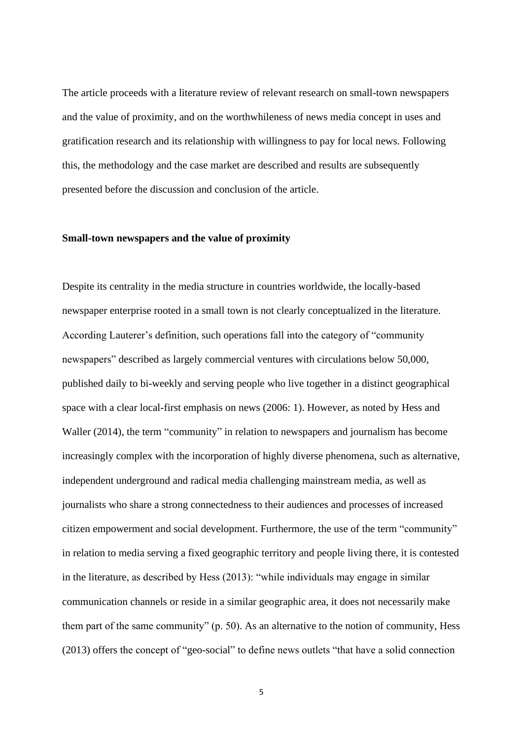The article proceeds with a literature review of relevant research on small-town newspapers and the value of proximity, and on the worthwhileness of news media concept in uses and gratification research and its relationship with willingness to pay for local news. Following this, the methodology and the case market are described and results are subsequently presented before the discussion and conclusion of the article.

## Small-town newspapers and the value of proximity

Despite its centrality in the media structure in countries worldwide, the locally-based newspaper enterprise rooted in a small town is not clearly conceptualized in the literature. According Lauterer's definition, such operations fall into the category of "community newspapers" described as largely commercial ventures with circulations below 50,000, published daily to bi-weekly and serving people who live together in a distinct geographical space with a clear local-first emphasis on news (2006: 1). However, as noted by Hess and Waller (2014), the term "community" in relation to newspapers and journalism has become increasingly complex with the incorporation of highly diverse phenomena, such as alternative, independent underground and radical media challenging mainstream media, as well as journalists who share a strong connectedness to their audiences and processes of increased citizen empowerment and social development. Furthermore, the use of the term "community" in relation to media serving a fixed geographic territory and people living there, it is contested in the literature, as described by Hess (2013): "while individuals may engage in similar communication channels or reside in a similar geographic area, it does not necessarily make them part of the same community" (p. 50). As an alternative to the notion of community, Hess (2013) offers the concept of "geo-social" to define news outlets "that have a solid connection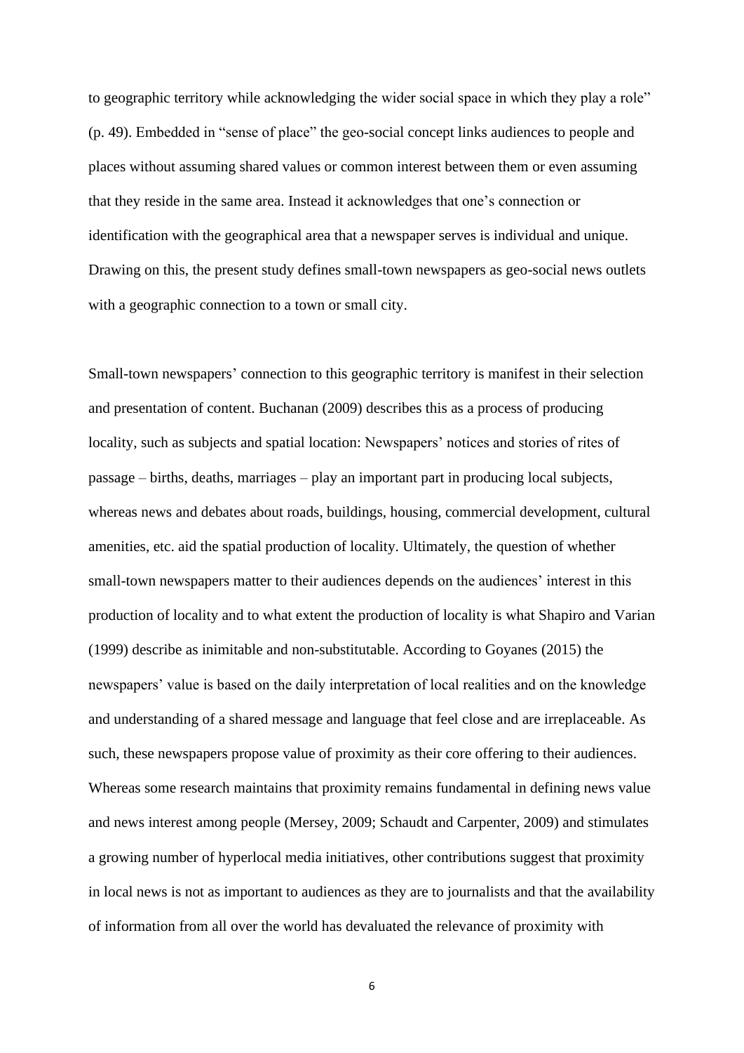to geographic territory while acknowledging the wider social space in which they play a role" (p. 49). Embedded in "sense of place" the geo-social concept links audiences to people and places without assuming shared values or common interest between them or even assuming that they reside in the same area. Instead it acknowledges that one's connection or identification with the geographical area that a newspaper serves is individual and unique. Drawing on this, the present study defines small-town newspapers as geo-social news outlets with a geographic connection to a town or small city.

Small-town newspapers' connection to this geographic territory is manifest in their selection and presentation of content. Buchanan (2009) describes this as a process of producing locality, such as subjects and spatial location: Newspapers' notices and stories of rites of passage – births, deaths, marriages – play an important part in producing local subjects, whereas news and debates about roads, buildings, housing, commercial development, cultural amenities, etc. aid the spatial production of locality. Ultimately, the question of whether small-town newspapers matter to their audiences depends on the audiences' interest in this production of locality and to what extent the production of locality is what Shapiro and Varian (1999) describe as inimitable and non-substitutable. According to Goyanes (2015) the newspapers' value is based on the daily interpretation of local realities and on the knowledge and understanding of a shared message and language that feel close and are irreplaceable. As such, these newspapers propose value of proximity as their core offering to their audiences. Whereas some research maintains that proximity remains fundamental in defining news value and news interest among people (Mersey, 2009; Schaudt and Carpenter, 2009) and stimulates a growing number of hyperlocal media initiatives, other contributions suggest that proximity in local news is not as important to audiences as they are to journalists and that the availability of information from all over the world has devaluated the relevance of proximity with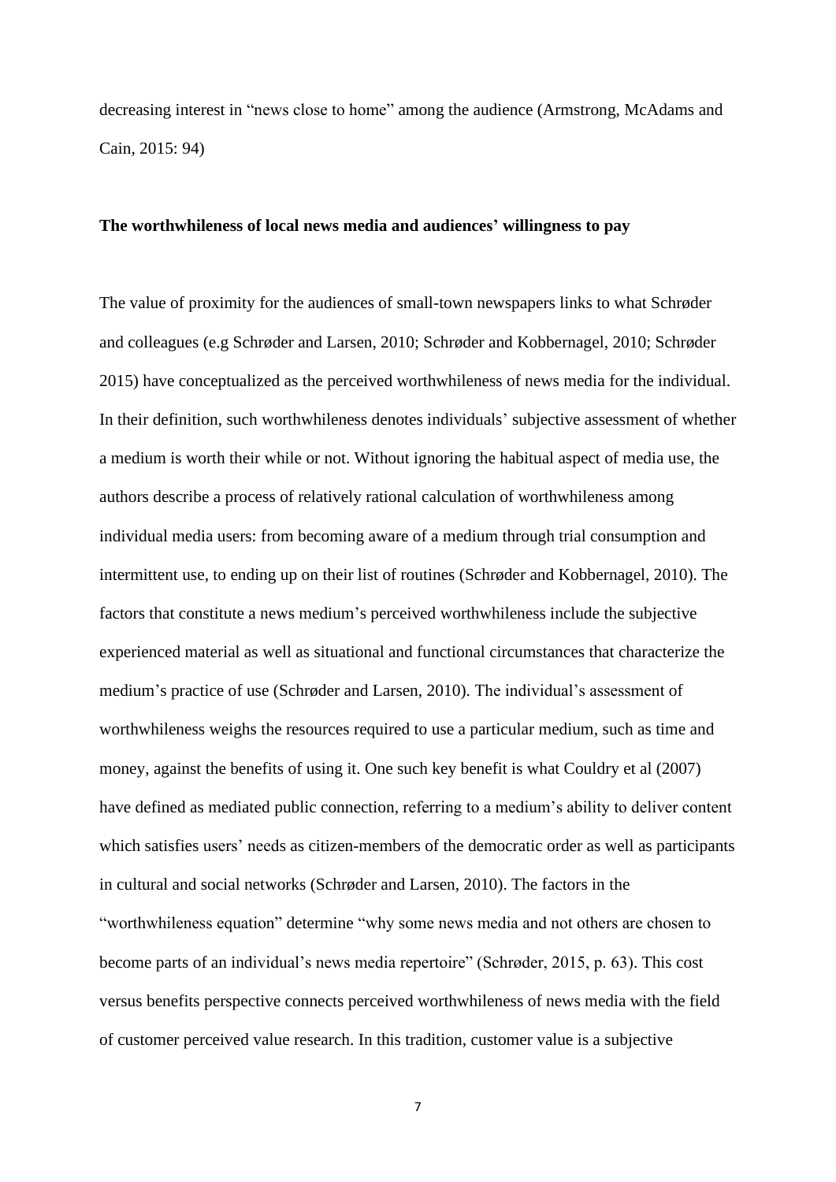decreasing interest in "news close to home" among the audience (Armstrong, McAdams and Cain, 2015: 94)

**The worthwhileness of local news media and audiences' willingness to pay**

The value of proximity for the audiences of small-town newspapers links to what Schrøder and colleagues (e.g Schrøder and Larsen, 2010; Schrøder and Kobbernagel, 2010; Schrøder 2015) have conceptualized as the perceived worthwhileness of news media for the individual. In their definition, such worthwhileness denotes individuals' subjective assessment of whether a medium is worth their while or not. Without ignoring the habitual aspect of media use, the authors describe a process of relatively rational calculation of worthwhileness among individual media users: from becoming aware of a medium through trial consumption and intermittent use, to ending up on their list of routines (Schrøder and Kobbernagel, 2010). The factors that constitute a news medium's perceived worthwhileness include the subjective experienced material as well as situational and functional circumstances that characterize the medium's practice of use (Schrøder and Larsen, 2010). The individual's assessment of worthwhileness weighs the resources required to use a particular medium, such as time and money, against the benefits of using it. One such key benefit is what Couldry et al (2007) have defined as mediated public connection, referring to a medium's ability to deliver content which satisfies users' needs as citizen-members of the democratic order as well as participants in cultural and social networks (Schrøder and Larsen, 2010). The factors in the "worthwhileness equation" determine "why some news media and not others are chosen to become parts of an individual's news media repertoire" (Schrøder, 2015, p. 63). This cost versus benefits perspective connects perceived worthwhileness of news media with the field of customer perceived value research. In this tradition, customer value is a subjective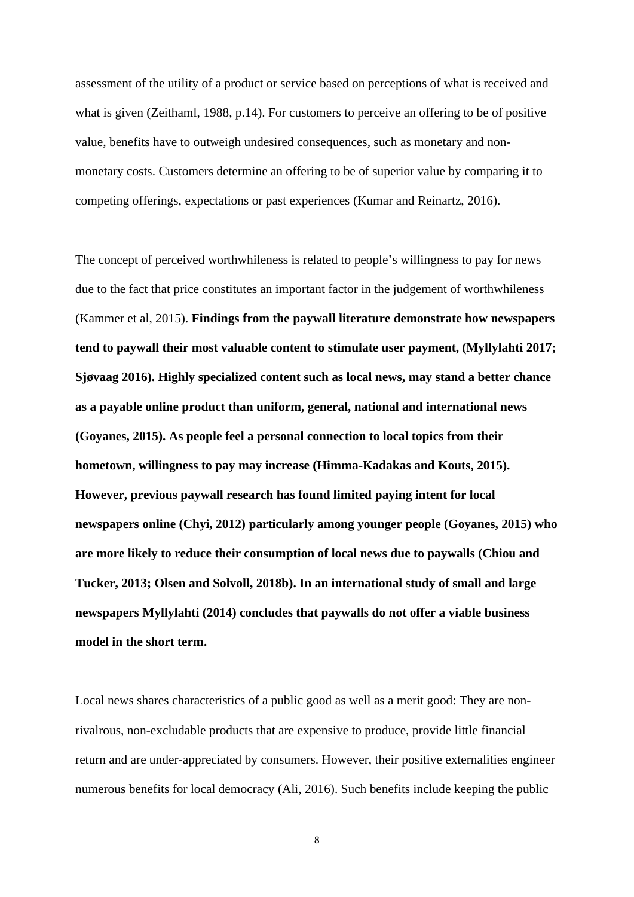assessment of the utility of a product or service based on perceptions of what is received and what is given (Zeithaml, 1988, p.14). For customers to perceive an offering to be of positive value, benefits have to outweigh undesired consequences, such as monetary and non-monetary costs. Customers determine an offering to be of superior value by comparing it to competing offerings, expectations or past experiences (Kumar and Reinartz, 2016).

The concept of perceived worthwhileness is related to people's willingness to pay for news due to the fact that price constitutes an important factor in the judgement of worthwhileness (Kammer et al, 2015). **Findings from the paywall literature demonstrate how newspapers tend to paywall their most valuable content to stimulate user payment, (Myllylahti 2017; Sjøvaag 2016). Highly specialized content such as local news, may stand a better chance as a payable online product than uniform, general, national and international news (Goyanes, 2015). As people feel a personal connection to local topics from their hometown, willingness to pay may increase (Himma-Kadakas and Kouts, 2015). However, previous paywall research has found limited paying intent for local newspapers online (Chyi, 2012) particularly among younger people (Goyanes, 2015) who are more likely to reduce their consumption of local news due to paywalls (Chiou and Tucker, 2013; Olsen and Solvoll, 2018b). In an international study of small and large newspapers Myllylahti (2014) concludes that paywalls do not offer a viable business model in the short term.**

Local news shares characteristics of a public good as well as a merit good: They are non-rivalrous, non-excludable products that are expensive to produce, provide little financial return and are under-appreciated by consumers. However, their positive externalities engineer numerous benefits for local democracy (Ali, 2016). Such benefits include keeping the public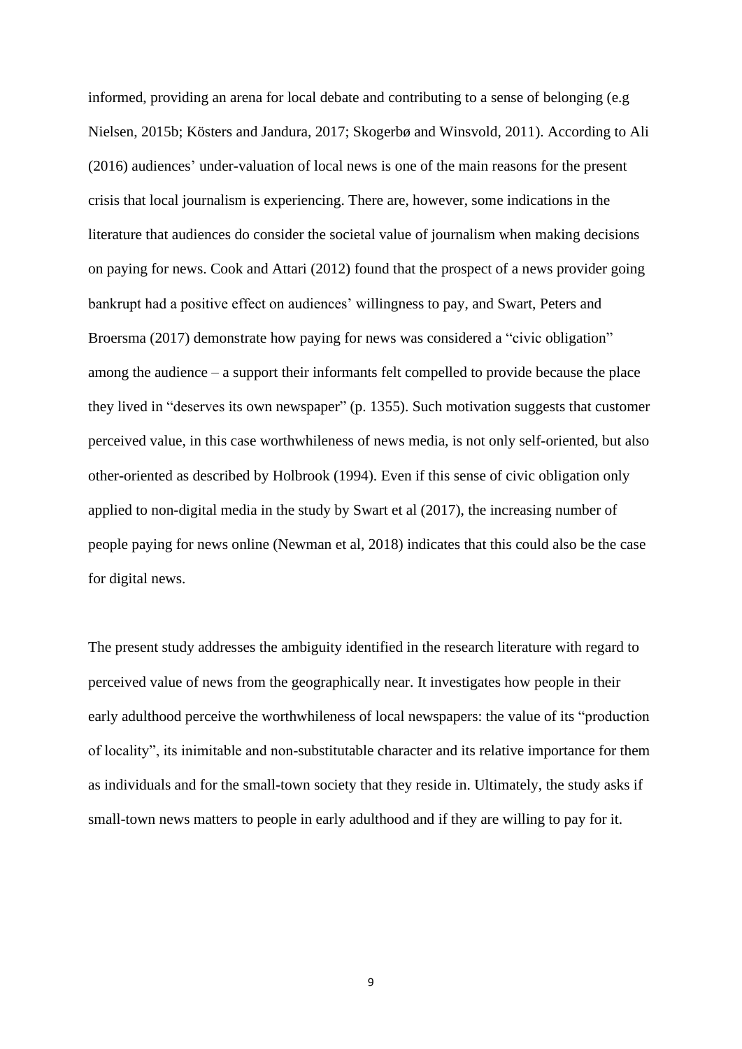informed, providing an arena for local debate and contributing to a sense of belonging (e.g Nielsen, 2015b; Kösters and Jandura, 2017; Skogerbø and Winsvold, 2011). According to Ali (2016) audiences' under-valuation of local news is one of the main reasons for the present crisis that local journalism is experiencing. There are, however, some indications in the literature that audiences do consider the societal value of journalism when making decisions on paying for news. Cook and Attari (2012) found that the prospect of a news provider going bankrupt had a positive effect on audiences' willingness to pay, and Swart, Peters and Broersma (2017) demonstrate how paying for news was considered a "civic obligation" among the audience – a support their informants felt compelled to provide because the place they lived in "deserves its own newspaper" (p. 1355). Such motivation suggests that customer perceived value, in this case worthwhileness of news media, is not only self-oriented, but also other-oriented as described by Holbrook (1994). Even if this sense of civic obligation only applied to non-digital media in the study by Swart et al (2017), the increasing number of people paying for news online (Newman et al, 2018) indicates that this could also be the case for digital news.

The present study addresses the ambiguity identified in the research literature with regard to perceived value of news from the geographically near. It investigates how people in their early adulthood perceive the worthwhileness of local newspapers: the value of its "production of locality", its inimitable and non-substitutable character and its relative importance for them as individuals and for the small-town society that they reside in. Ultimately, the study asks if small-town news matters to people in early adulthood and if they are willing to pay for it.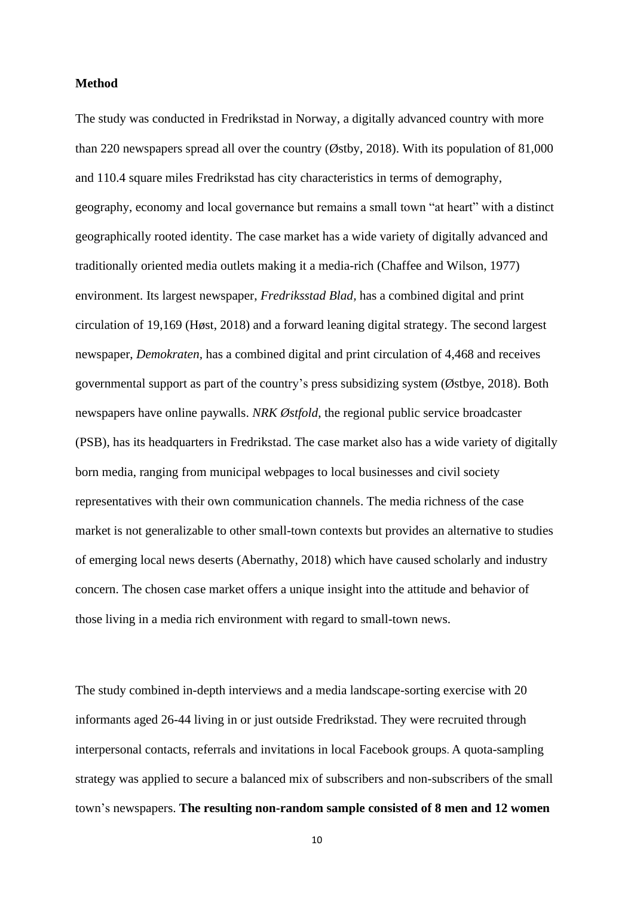**Method**

The study was conducted in Fredrikstad in Norway, a digitally advanced country with more than 220 newspapers spread all over the country (Østby, 2018). With its population of 81,000 and 110.4 square miles Fredrikstad has city characteristics in terms of demography, geography, economy and local governance but remains a small town "at heart" with a distinct geographically rooted identity. The case market has a wide variety of digitally advanced and traditionally oriented media outlets making it a media-rich (Chaffee and Wilson, 1977) environment. Its largest newspaper, *Fredriksstad Blad,* has a combined digital and print circulation of 19,169 (Høst, 2018) and a forward leaning digital strategy. The second largest newspaper, *Demokraten,* has a combined digital and print circulation of 4,468 and receives governmental support as part of the country's press subsidizing system (Østbye, 2018). Both newspapers have online paywalls. *NRK Østfold*, the regional public service broadcaster (PSB), has its headquarters in Fredrikstad. The case market also has a wide variety of digitally born media, ranging from municipal webpages to local businesses and civil society representatives with their own communication channels. The media richness of the case market is not generalizable to other small-town contexts but provides an alternative to studies of emerging local news deserts (Abernathy, 2018) which have caused scholarly and industry concern. The chosen case market offers a unique insight into the attitude and behavior of those living in a media rich environment with regard to small-town news.

The study combined in-depth interviews and a media landscape-sorting exercise with 20 informants aged 26-44 living in or just outside Fredrikstad. They were recruited through interpersonal contacts, referrals and invitations in local Facebook groups. A quota-sampling strategy was applied to secure a balanced mix of subscribers and non-subscribers of the small town's newspapers. **The resulting non-random sample consisted of 8 men and 12 women**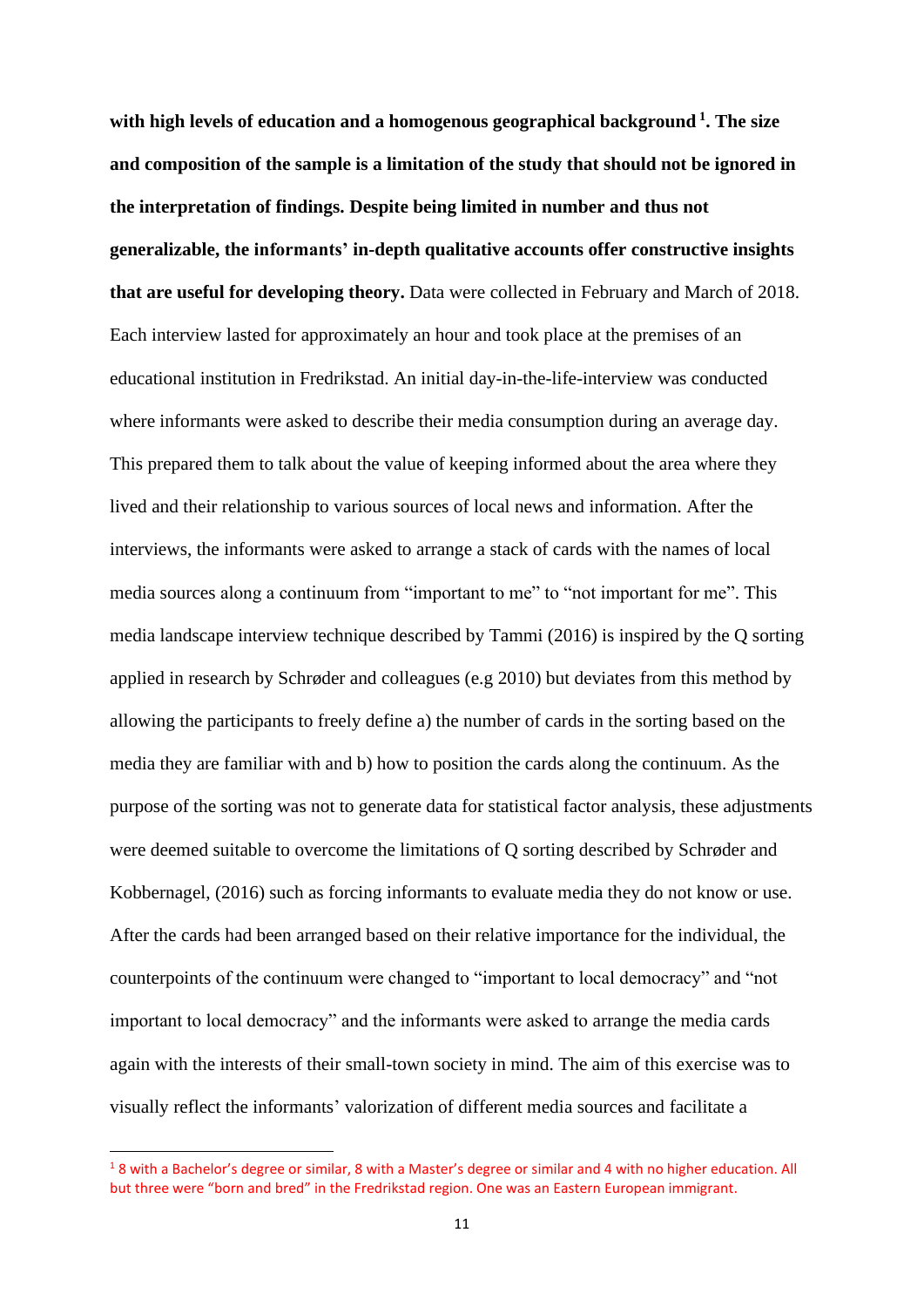**with high levels of education and a homogenous geographical background [1]. The size and composition of the sample is a limitation of the study that should not be ignored in the interpretation of findings. Despite being limited in number and thus not generalizable, the informants' in-depth qualitative accounts offer constructive insights that are useful for developing theory.** Data were collected in February and March of 2018. Each interview lasted for approximately an hour and took place at the premises of an educational institution in Fredrikstad. An initial day-in-the-life-interview was conducted where informants were asked to describe their media consumption during an average day. This prepared them to talk about the value of keeping informed about the area where they lived and their relationship to various sources of local news and information. After the interviews, the informants were asked to arrange a stack of cards with the names of local media sources along a continuum from "important to me" to "not important for me". This media landscape interview technique described by Tammi (2016) is inspired by the Q sorting applied in research by Schrøder and colleagues (e.g 2010) but deviates from this method by allowing the participants to freely define a) the number of cards in the sorting based on the media they are familiar with and b) how to position the cards along the continuum. As the purpose of the sorting was not to generate data for statistical factor analysis, these adjustments were deemed suitable to overcome the limitations of Q sorting described by Schrøder and Kobbernagel, (2016) such as forcing informants to evaluate media they do not know or use. After the cards had been arranged based on their relative importance for the individual, the counterpoints of the continuum were changed to "important to local democracy" and "not important to local democracy" and the informants were asked to arrange the media cards again with the interests of their small-town society in mind. The aim of this exercise was to visually reflect the informants' valorization of different media sources and facilitate a

[1] 8 with a Bachelor's degree or similar, 8 with a Master's degree or similar and 4 with no higher education. All but three were "born and bred" in the Fredrikstad region. One was an Eastern European immigrant.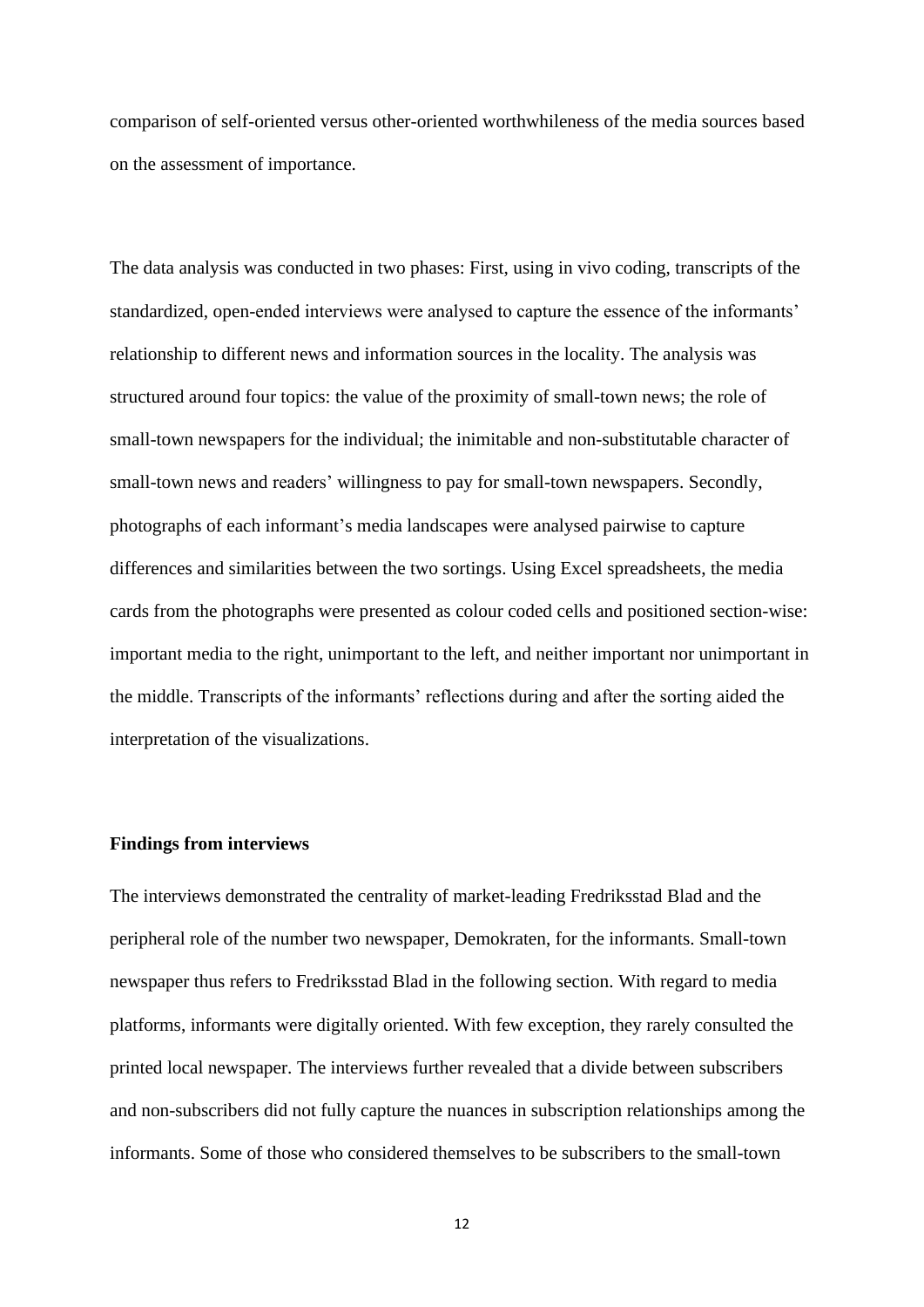comparison of self-oriented versus other-oriented worthwhileness of the media sources based on the assessment of importance.

The data analysis was conducted in two phases: First, using in vivo coding, transcripts of the standardized, open-ended interviews were analysed to capture the essence of the informants' relationship to different news and information sources in the locality. The analysis was structured around four topics: the value of the proximity of small-town news; the role of small-town newspapers for the individual; the inimitable and non-substitutable character of small-town news and readers' willingness to pay for small-town newspapers. Secondly, photographs of each informant's media landscapes were analysed pairwise to capture differences and similarities between the two sortings. Using Excel spreadsheets, the media cards from the photographs were presented as colour coded cells and positioned section-wise: important media to the right, unimportant to the left, and neither important nor unimportant in the middle. Transcripts of the informants' reflections during and after the sorting aided the interpretation of the visualizations.

**Findings from interviews**

The interviews demonstrated the centrality of market-leading Fredriksstad Blad and the peripheral role of the number two newspaper, Demokraten, for the informants. Small-town newspaper thus refers to Fredriksstad Blad in the following section. With regard to media platforms, informants were digitally oriented. With few exception, they rarely consulted the printed local newspaper. The interviews further revealed that a divide between subscribers and non-subscribers did not fully capture the nuances in subscription relationships among the informants. Some of those who considered themselves to be subscribers to the small-town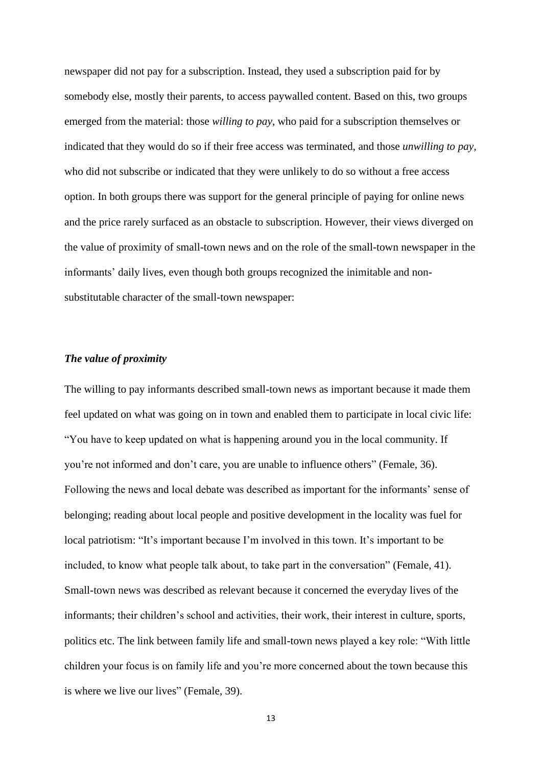newspaper did not pay for a subscription. Instead, they used a subscription paid for by somebody else, mostly their parents, to access paywalled content. Based on this, two groups emerged from the material: those *willing to pay*, who paid for a subscription themselves or indicated that they would do so if their free access was terminated, and those *unwilling to pay,* who did not subscribe or indicated that they were unlikely to do so without a free access option. In both groups there was support for the general principle of paying for online news and the price rarely surfaced as an obstacle to subscription. However, their views diverged on the value of proximity of small-town news and on the role of the small-town newspaper in the informants' daily lives, even though both groups recognized the inimitable and non-substitutable character of the small-town newspaper:

***The value of proximity***

The willing to pay informants described small-town news as important because it made them feel updated on what was going on in town and enabled them to participate in local civic life: "You have to keep updated on what is happening around you in the local community. If you're not informed and don't care, you are unable to influence others" (Female, 36). Following the news and local debate was described as important for the informants' sense of belonging; reading about local people and positive development in the locality was fuel for local patriotism: "It's important because I'm involved in this town. It's important to be included, to know what people talk about, to take part in the conversation" (Female, 41). Small-town news was described as relevant because it concerned the everyday lives of the informants; their children's school and activities, their work, their interest in culture, sports, politics etc. The link between family life and small-town news played a key role: "With little children your focus is on family life and you're more concerned about the town because this is where we live our lives" (Female, 39).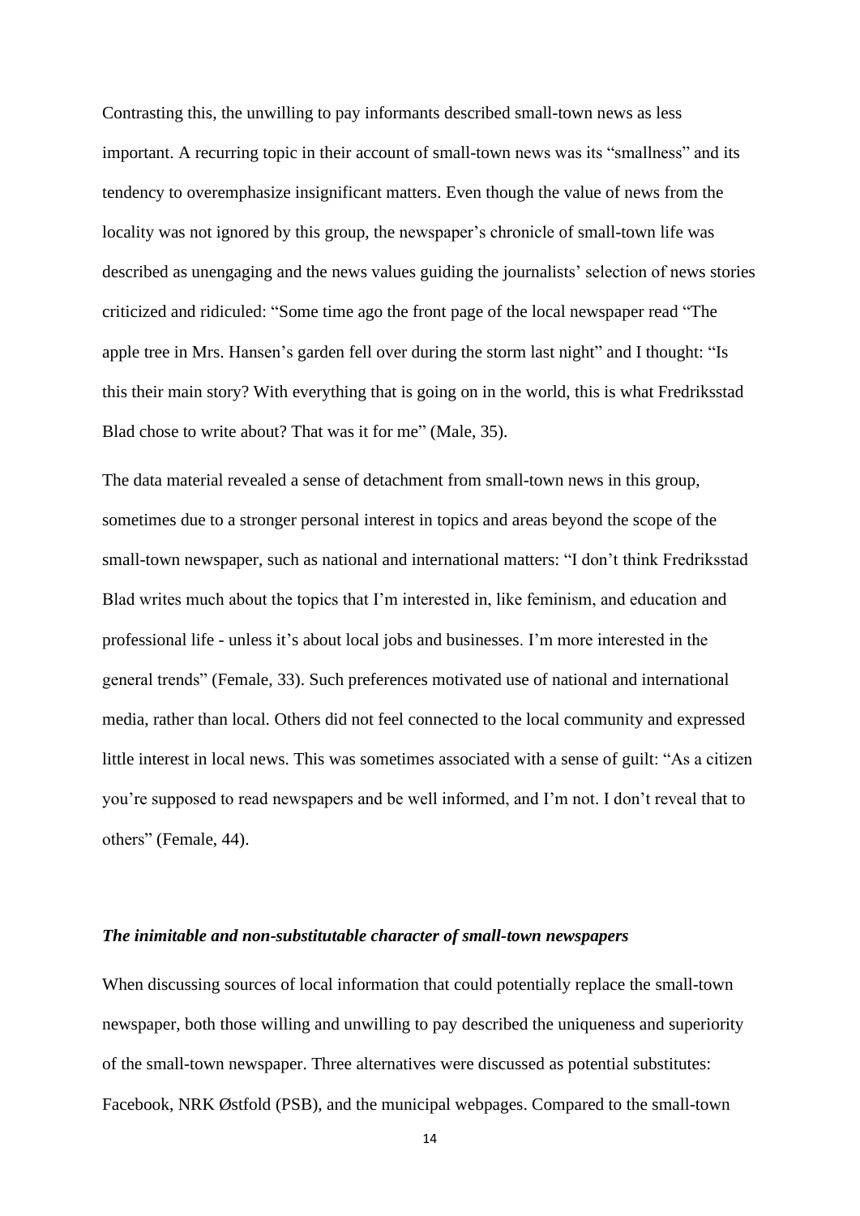Contrasting this, the unwilling to pay informants described small-town news as less important. A recurring topic in their account of small-town news was its "smallness" and its tendency to overemphasize insignificant matters. Even though the value of news from the locality was not ignored by this group, the newspaper's chronicle of small-town life was described as unengaging and the news values guiding the journalists' selection of news stories criticized and ridiculed: "Some time ago the front page of the local newspaper read "The apple tree in Mrs. Hansen's garden fell over during the storm last night" and I thought: "Is this their main story? With everything that is going on in the world, this is what Fredriksstad Blad chose to write about? That was it for me" (Male, 35).

The data material revealed a sense of detachment from small-town news in this group, sometimes due to a stronger personal interest in topics and areas beyond the scope of the small-town newspaper, such as national and international matters: "I don't think Fredriksstad Blad writes much about the topics that I'm interested in, like feminism, and education and professional life - unless it's about local jobs and businesses. I'm more interested in the general trends" (Female, 33). Such preferences motivated use of national and international media, rather than local. Others did not feel connected to the local community and expressed little interest in local news. This was sometimes associated with a sense of guilt: "As a citizen you're supposed to read newspapers and be well informed, and I'm not. I don't reveal that to others" (Female, 44).

### *The inimitable and non-substitutable character of small-town newspapers*

When discussing sources of local information that could potentially replace the small-town newspaper, both those willing and unwilling to pay described the uniqueness and superiority of the small-town newspaper. Three alternatives were discussed as potential substitutes: Facebook, NRK Østfold (PSB), and the municipal webpages. Compared to the small-town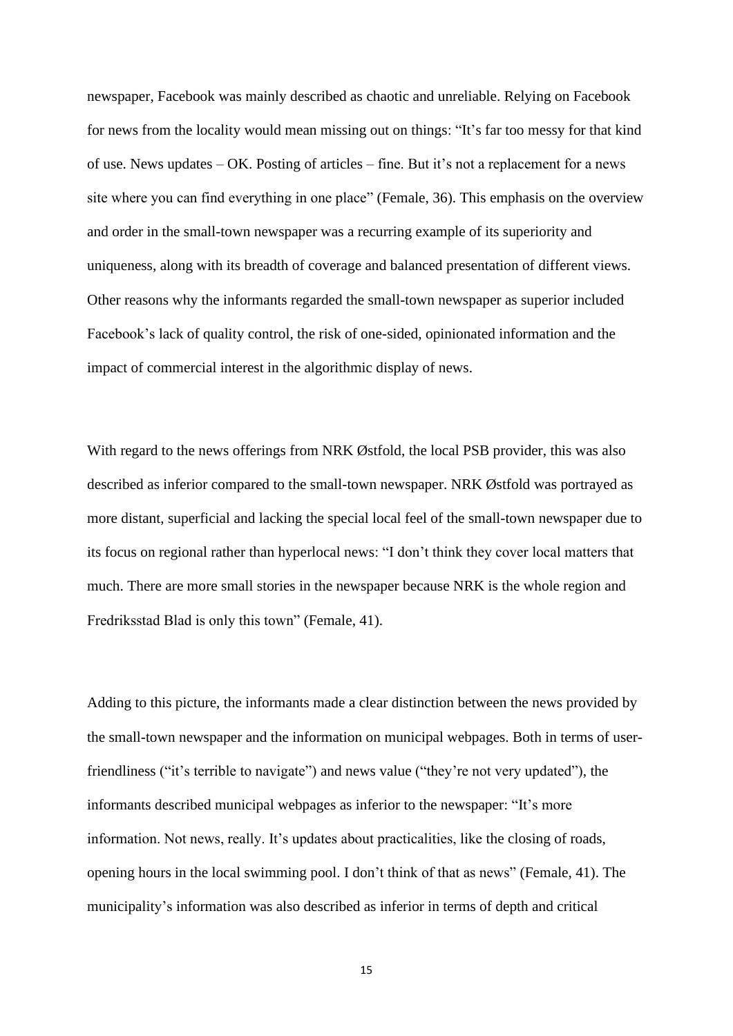newspaper, Facebook was mainly described as chaotic and unreliable. Relying on Facebook for news from the locality would mean missing out on things: "It's far too messy for that kind of use. News updates – OK. Posting of articles – fine. But it's not a replacement for a news site where you can find everything in one place" (Female, 36). This emphasis on the overview and order in the small-town newspaper was a recurring example of its superiority and uniqueness, along with its breadth of coverage and balanced presentation of different views. Other reasons why the informants regarded the small-town newspaper as superior included Facebook's lack of quality control, the risk of one-sided, opinionated information and the impact of commercial interest in the algorithmic display of news.

With regard to the news offerings from NRK Østfold, the local PSB provider, this was also described as inferior compared to the small-town newspaper. NRK Østfold was portrayed as more distant, superficial and lacking the special local feel of the small-town newspaper due to its focus on regional rather than hyperlocal news: "I don't think they cover local matters that much. There are more small stories in the newspaper because NRK is the whole region and Fredriksstad Blad is only this town" (Female, 41).

Adding to this picture, the informants made a clear distinction between the news provided by the small-town newspaper and the information on municipal webpages. Both in terms of user-friendliness ("it's terrible to navigate") and news value ("they're not very updated"), the informants described municipal webpages as inferior to the newspaper: "It's more information. Not news, really. It's updates about practicalities, like the closing of roads, opening hours in the local swimming pool. I don't think of that as news" (Female, 41). The municipality's information was also described as inferior in terms of depth and critical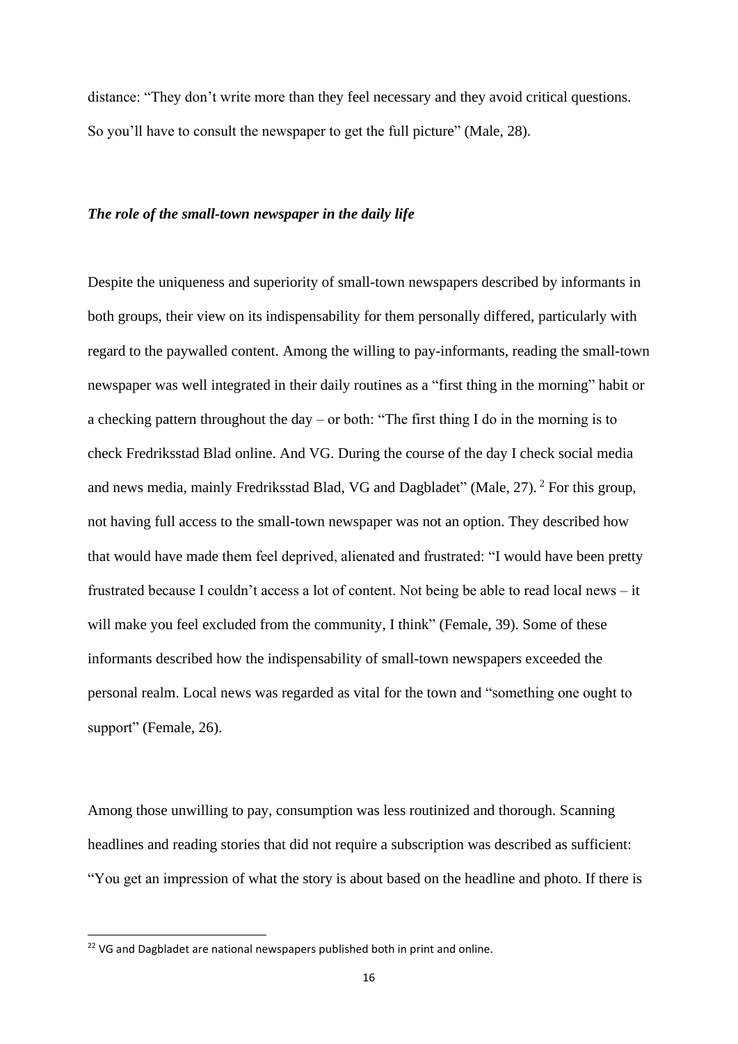distance: "They don't write more than they feel necessary and they avoid critical questions. So you'll have to consult the newspaper to get the full picture" (Male, 28).

### *The role of the small-town newspaper in the daily life*

Despite the uniqueness and superiority of small-town newspapers described by informants in both groups, their view on its indispensability for them personally differed, particularly with regard to the paywalled content. Among the willing to pay-informants, reading the small-town newspaper was well integrated in their daily routines as a "first thing in the morning" habit or a checking pattern throughout the day – or both: "The first thing I do in the morning is to check Fredriksstad Blad online. And VG. During the course of the day I check social media and news media, mainly Fredriksstad Blad, VG and Dagbladet" (Male, 27). [2] For this group, not having full access to the small-town newspaper was not an option. They described how that would have made them feel deprived, alienated and frustrated: "I would have been pretty frustrated because I couldn't access a lot of content. Not being be able to read local news – it will make you feel excluded from the community, I think" (Female, 39). Some of these informants described how the indispensability of small-town newspapers exceeded the personal realm. Local news was regarded as vital for the town and "something one ought to support" (Female, 26).

Among those unwilling to pay, consumption was less routinized and thorough. Scanning headlines and reading stories that did not require a subscription was described as sufficient: "You get an impression of what the story is about based on the headline and photo. If there is

---

[22] VG and Dagbladet are national newspapers published both in print and online.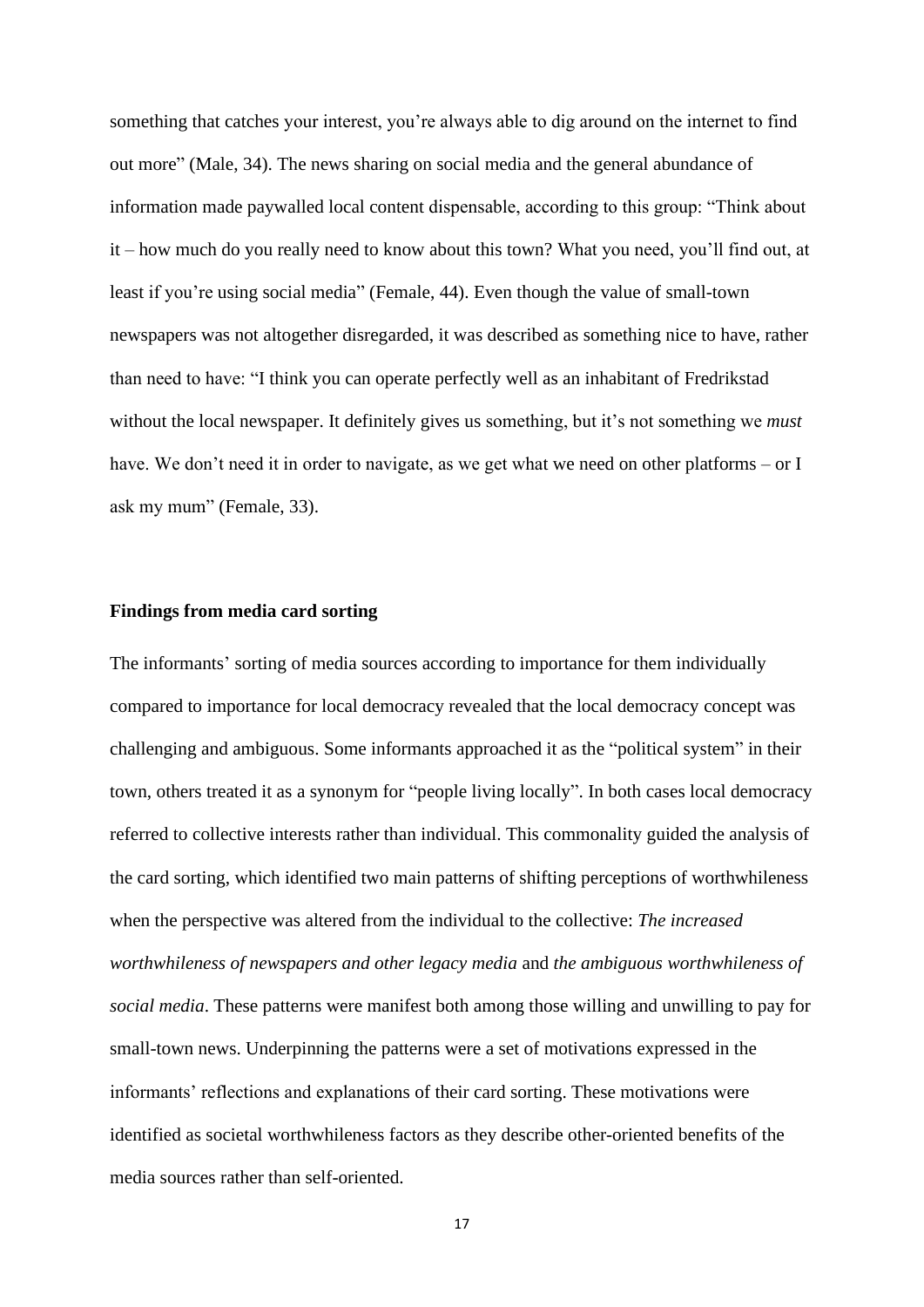something that catches your interest, you’re always able to dig around on the internet to find out more” (Male, 34). The news sharing on social media and the general abundance of information made paywalled local content dispensable, according to this group: “Think about it – how much do you really need to know about this town? What you need, you’ll find out, at least if you’re using social media” (Female, 44). Even though the value of small-town newspapers was not altogether disregarded, it was described as something nice to have, rather than need to have: “I think you can operate perfectly well as an inhabitant of Fredrikstad without the local newspaper. It definitely gives us something, but it’s not something we *must* have. We don’t need it in order to navigate, as we get what we need on other platforms – or I ask my mum” (Female, 33).

**Findings from media card sorting**

The informants’ sorting of media sources according to importance for them individually compared to importance for local democracy revealed that the local democracy concept was challenging and ambiguous. Some informants approached it as the “political system” in their town, others treated it as a synonym for “people living locally”. In both cases local democracy referred to collective interests rather than individual. This commonality guided the analysis of the card sorting, which identified two main patterns of shifting perceptions of worthwhileness when the perspective was altered from the individual to the collective: *The increased worthwhileness of newspapers and other legacy media* and *the ambiguous worthwhileness of social media*. These patterns were manifest both among those willing and unwilling to pay for small-town news. Underpinning the patterns were a set of motivations expressed in the informants’ reflections and explanations of their card sorting. These motivations were identified as societal worthwhileness factors as they describe other-oriented benefits of the media sources rather than self-oriented.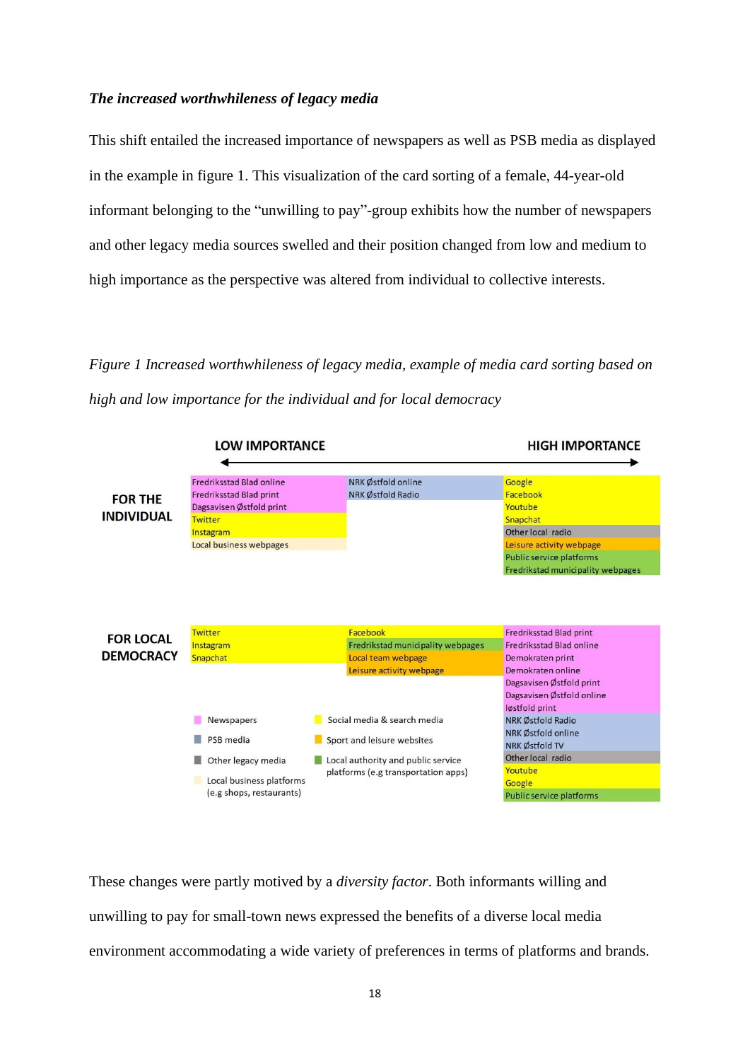***The increased worthwhileness of legacy media***

This shift entailed the increased importance of newspapers as well as PSB media as displayed in the example in figure 1. This visualization of the card sorting of a female, 44-year-old informant belonging to the "unwilling to pay"-group exhibits how the number of newspapers and other legacy media sources swelled and their position changed from low and medium to high importance as the perspective was altered from individual to collective interests.

*Figure 1 Increased worthwhileness of legacy media, example of media card sorting based on high and low importance for the individual and for local democracy*

LOW IMPORTANCE

HIGH IMPORTANCE

FOR THE INDIVIDUAL

Fredriksstad Blad online
Fredriksstad Blad print
Dagsavisen Østfold print
Twitter
Instagram
Local business webpages

NRK Østfold online
NRK Østfold Radio

Google
Facebook
Youtube
Snapchat
Other local radio
Leisure activity webpage
Public service platforms
Fredrikstad municipality webpages

FOR LOCAL DEMOCRACY

Twitter
Instagram
Snapchat

Facebook
Fredrikstad municipality webpages
Local team webpage
Leisure activity webpage

Fredriksstad Blad print
Fredriksstad Blad online
Demokraten print
Demokraten online
Dagsavisen Østfold print
Dagsavisen Østfold online
Iøstfold print
NRK Østfold Radio
NRK Østfold online
NRK Østfold TV
Other local radio
Youtube
Google
Public service platforms

Newspapers
PSB media
Other legacy media
Local business platforms (e.g shops, restaurants)
Social media & search media
Sport and leisure websites
Local authority and public service platforms (e.g transportation apps)

These changes were partly motived by a *diversity factor*. Both informants willing and unwilling to pay for small-town news expressed the benefits of a diverse local media environment accommodating a wide variety of preferences in terms of platforms and brands.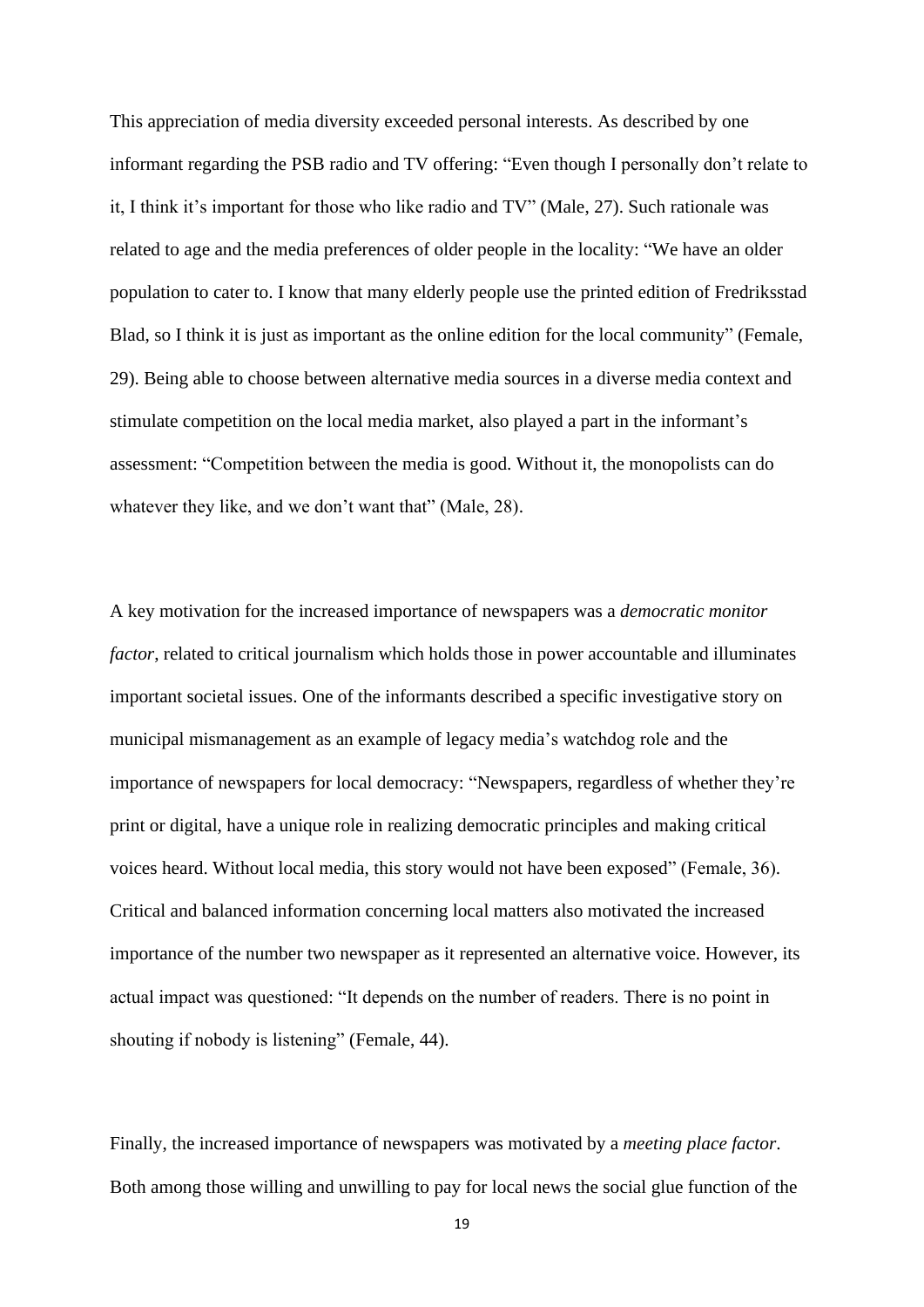This appreciation of media diversity exceeded personal interests. As described by one informant regarding the PSB radio and TV offering: “Even though I personally don’t relate to it, I think it’s important for those who like radio and TV” (Male, 27). Such rationale was related to age and the media preferences of older people in the locality: “We have an older population to cater to. I know that many elderly people use the printed edition of Fredriksstad Blad, so I think it is just as important as the online edition for the local community” (Female, 29). Being able to choose between alternative media sources in a diverse media context and stimulate competition on the local media market, also played a part in the informant’s assessment: “Competition between the media is good. Without it, the monopolists can do whatever they like, and we don’t want that” (Male, 28).

A key motivation for the increased importance of newspapers was a *democratic monitor factor*, related to critical journalism which holds those in power accountable and illuminates important societal issues. One of the informants described a specific investigative story on municipal mismanagement as an example of legacy media’s watchdog role and the importance of newspapers for local democracy: “Newspapers, regardless of whether they’re print or digital, have a unique role in realizing democratic principles and making critical voices heard. Without local media, this story would not have been exposed” (Female, 36). Critical and balanced information concerning local matters also motivated the increased importance of the number two newspaper as it represented an alternative voice. However, its actual impact was questioned: “It depends on the number of readers. There is no point in shouting if nobody is listening” (Female, 44).

Finally, the increased importance of newspapers was motivated by a *meeting place factor*. Both among those willing and unwilling to pay for local news the social glue function of the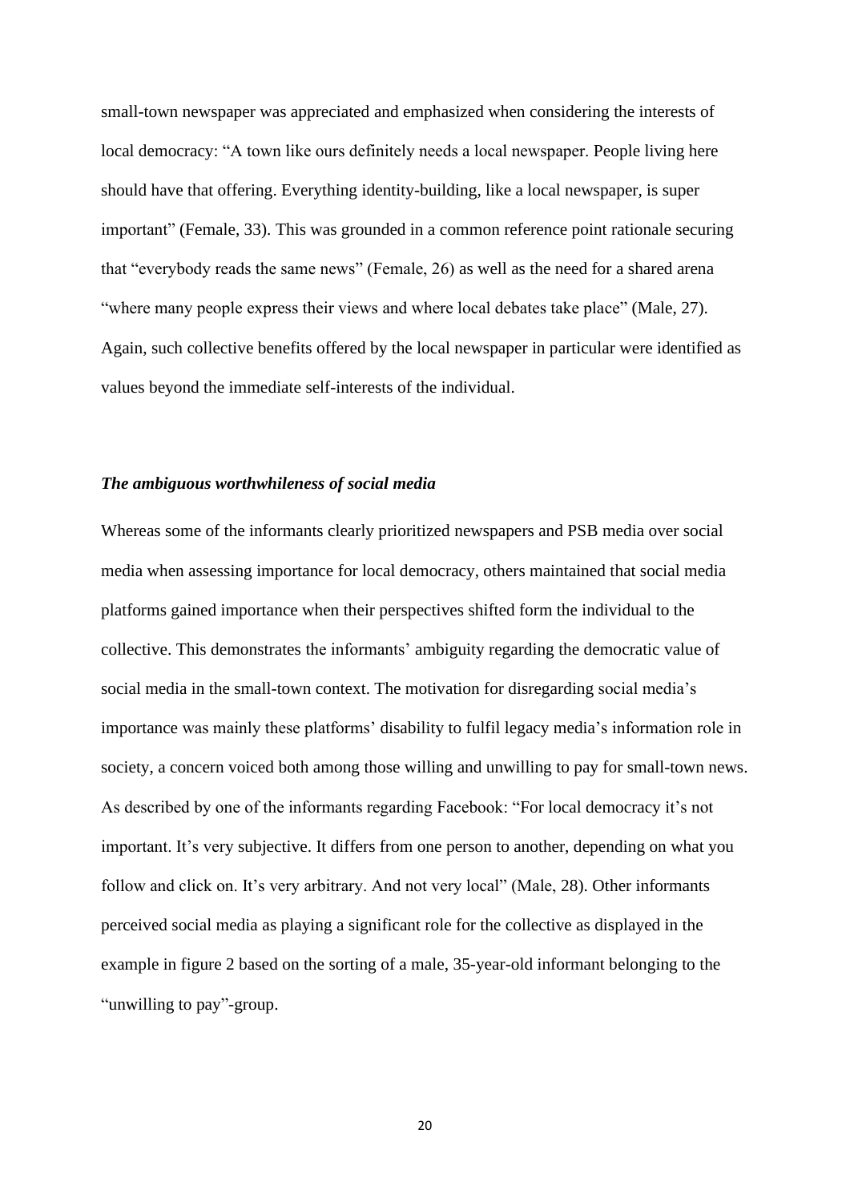small-town newspaper was appreciated and emphasized when considering the interests of local democracy: “A town like ours definitely needs a local newspaper. People living here should have that offering. Everything identity-building, like a local newspaper, is super important” (Female, 33). This was grounded in a common reference point rationale securing that “everybody reads the same news” (Female, 26) as well as the need for a shared arena “where many people express their views and where local debates take place” (Male, 27). Again, such collective benefits offered by the local newspaper in particular were identified as values beyond the immediate self-interests of the individual.

### ***The ambiguous worthwhileness of social media***

Whereas some of the informants clearly prioritized newspapers and PSB media over social media when assessing importance for local democracy, others maintained that social media platforms gained importance when their perspectives shifted form the individual to the collective. This demonstrates the informants’ ambiguity regarding the democratic value of social media in the small-town context. The motivation for disregarding social media’s importance was mainly these platforms’ disability to fulfil legacy media’s information role in society, a concern voiced both among those willing and unwilling to pay for small-town news. As described by one of the informants regarding Facebook: “For local democracy it’s not important. It’s very subjective. It differs from one person to another, depending on what you follow and click on. It’s very arbitrary. And not very local” (Male, 28). Other informants perceived social media as playing a significant role for the collective as displayed in the example in figure 2 based on the sorting of a male, 35-year-old informant belonging to the “unwilling to pay”-group.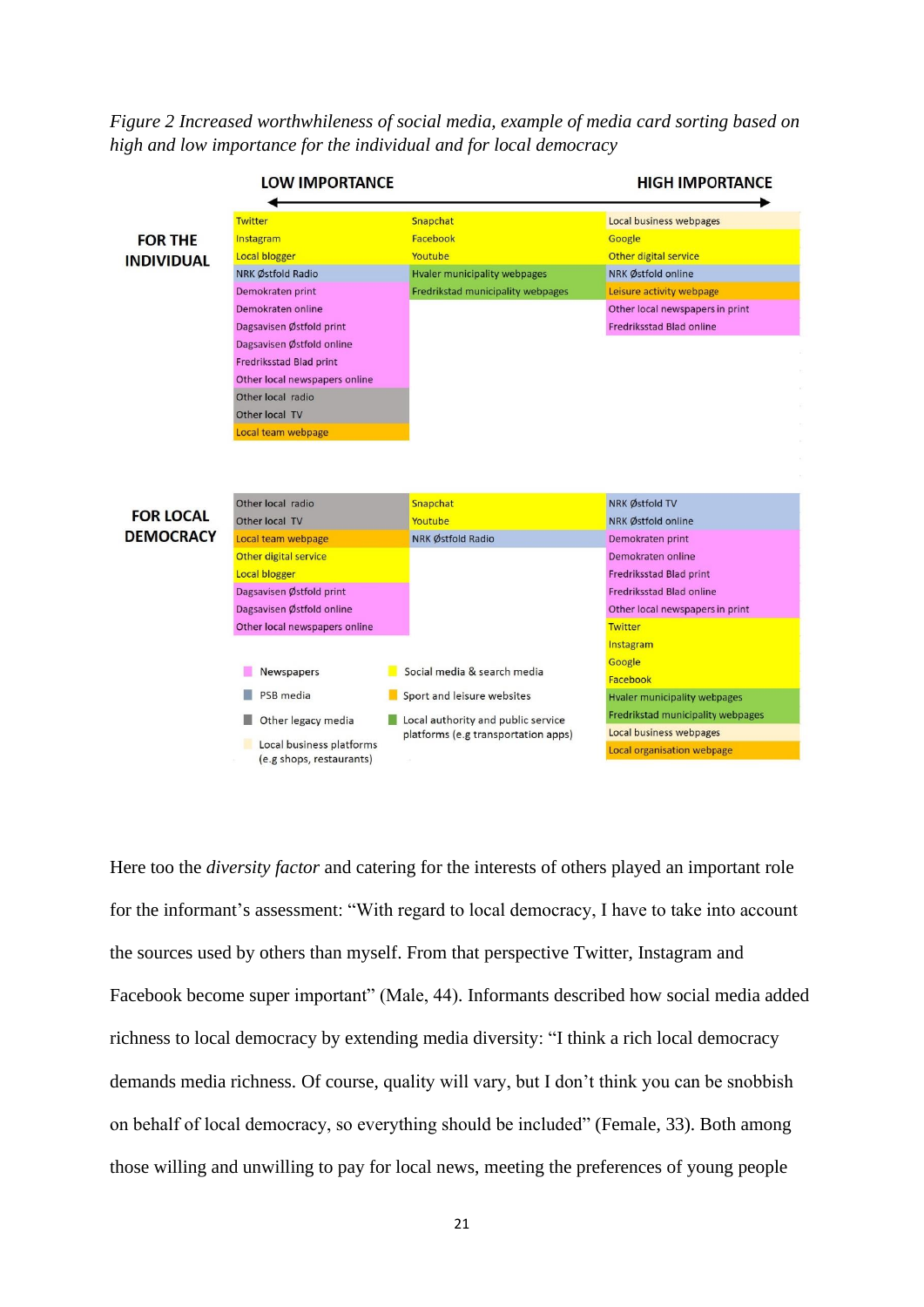*Figure 2 Increased worthwhileness of social media, example of media card sorting based on high and low importance for the individual and for local democracy*

LOW IMPORTANCE

HIGH IMPORTANCE

FOR THE INDIVIDUAL

Twitter
Instagram
Local blogger
NRK Østfold Radio
Demokraten print
Demokraten online
Dagsavisen Østfold print
Dagsavisen Østfold online
Fredriksstad Blad print
Other local newspapers online
Other local radio
Other local TV
Local team webpage

Snapchat
Facebook
Youtube
Hvaler municipality webpages
Fredrikstad municipality webpages

Local business webpages
Google
Other digital service
NRK Østfold online
Leisure activity webpage
Other local newspapers in print
Fredriksstad Blad online

FOR LOCAL DEMOCRACY

Other local radio
Other local TV
Local team webpage
Other digital service
Local blogger
Dagsavisen Østfold print
Dagsavisen Østfold online
Other local newspapers online

Snapchat
Youtube
NRK Østfold Radio

NRK Østfold TV
NRK Østfold online
Demokraten print
Demokraten online
Fredriksstad Blad print
Fredriksstad Blad online
Other local newspapers in print
Twitter
Instagram
Google
Facebook
Hvaler municipality webpages
Fredrikstad municipality webpages
Local business webpages
Local organisation webpage

Newspapers
PSB media
Other legacy media
Local business platforms (e.g shops, restaurants)
Social media & search media
Sport and leisure websites
Local authority and public service platforms (e.g transportation apps)

Here too the *diversity factor* and catering for the interests of others played an important role for the informant's assessment: "With regard to local democracy, I have to take into account the sources used by others than myself. From that perspective Twitter, Instagram and Facebook become super important" (Male, 44). Informants described how social media added richness to local democracy by extending media diversity: "I think a rich local democracy demands media richness. Of course, quality will vary, but I don't think you can be snobbish on behalf of local democracy, so everything should be included" (Female, 33). Both among those willing and unwilling to pay for local news, meeting the preferences of young people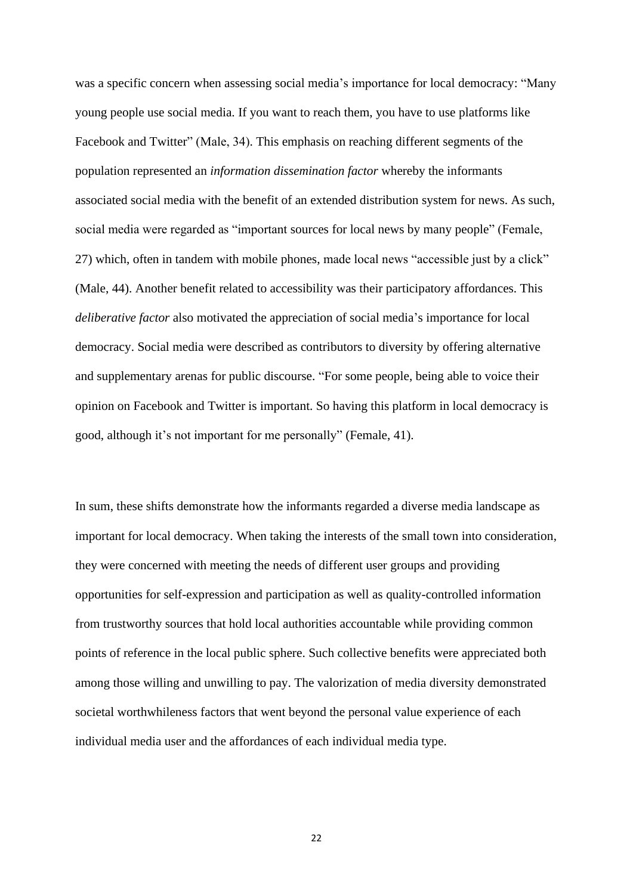was a specific concern when assessing social media's importance for local democracy: "Many young people use social media. If you want to reach them, you have to use platforms like Facebook and Twitter" (Male, 34). This emphasis on reaching different segments of the population represented an *information dissemination factor* whereby the informants associated social media with the benefit of an extended distribution system for news. As such, social media were regarded as "important sources for local news by many people" (Female, 27) which, often in tandem with mobile phones, made local news "accessible just by a click" (Male, 44). Another benefit related to accessibility was their participatory affordances. This *deliberative factor* also motivated the appreciation of social media's importance for local democracy. Social media were described as contributors to diversity by offering alternative and supplementary arenas for public discourse. "For some people, being able to voice their opinion on Facebook and Twitter is important. So having this platform in local democracy is good, although it's not important for me personally" (Female, 41).

In sum, these shifts demonstrate how the informants regarded a diverse media landscape as important for local democracy. When taking the interests of the small town into consideration, they were concerned with meeting the needs of different user groups and providing opportunities for self-expression and participation as well as quality-controlled information from trustworthy sources that hold local authorities accountable while providing common points of reference in the local public sphere. Such collective benefits were appreciated both among those willing and unwilling to pay. The valorization of media diversity demonstrated societal worthwhileness factors that went beyond the personal value experience of each individual media user and the affordances of each individual media type.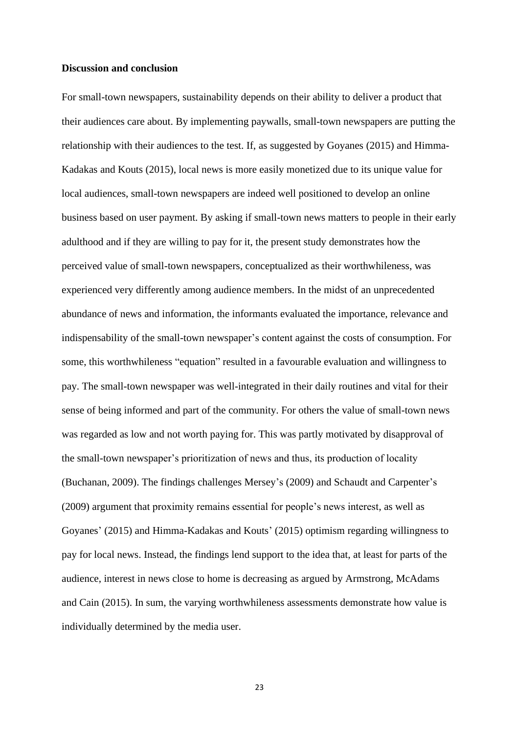**Discussion and conclusion**

For small-town newspapers, sustainability depends on their ability to deliver a product that their audiences care about. By implementing paywalls, small-town newspapers are putting the relationship with their audiences to the test. If, as suggested by Goyanes (2015) and Himma-Kadakas and Kouts (2015), local news is more easily monetized due to its unique value for local audiences, small-town newspapers are indeed well positioned to develop an online business based on user payment. By asking if small-town news matters to people in their early adulthood and if they are willing to pay for it, the present study demonstrates how the perceived value of small-town newspapers, conceptualized as their worthwhileness, was experienced very differently among audience members. In the midst of an unprecedented abundance of news and information, the informants evaluated the importance, relevance and indispensability of the small-town newspaper's content against the costs of consumption. For some, this worthwhileness "equation" resulted in a favourable evaluation and willingness to pay. The small-town newspaper was well-integrated in their daily routines and vital for their sense of being informed and part of the community. For others the value of small-town news was regarded as low and not worth paying for. This was partly motivated by disapproval of the small-town newspaper's prioritization of news and thus, its production of locality (Buchanan, 2009). The findings challenges Mersey's (2009) and Schaudt and Carpenter's (2009) argument that proximity remains essential for people's news interest, as well as Goyanes' (2015) and Himma-Kadakas and Kouts' (2015) optimism regarding willingness to pay for local news. Instead, the findings lend support to the idea that, at least for parts of the audience, interest in news close to home is decreasing as argued by Armstrong, McAdams and Cain (2015). In sum, the varying worthwhileness assessments demonstrate how value is individually determined by the media user.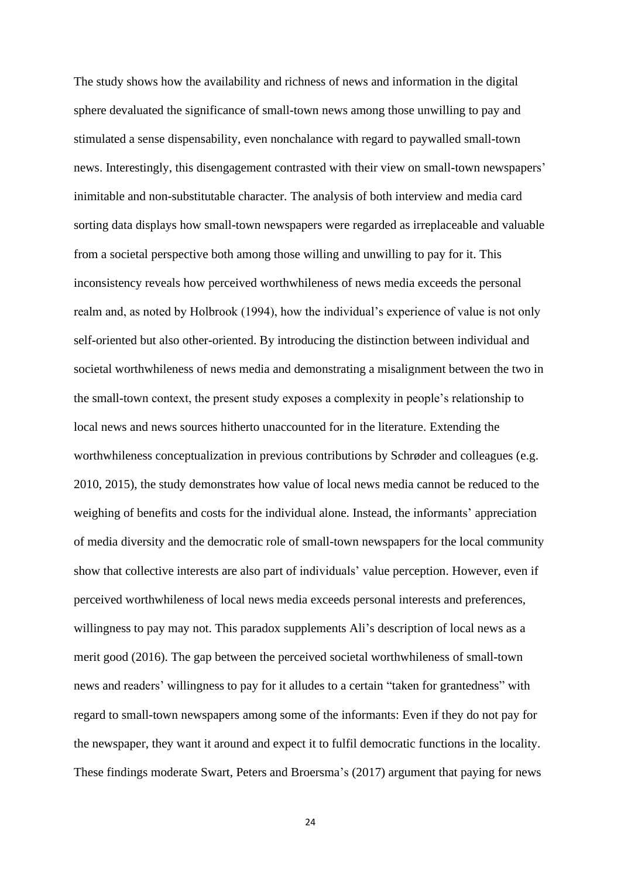The study shows how the availability and richness of news and information in the digital sphere devaluated the significance of small-town news among those unwilling to pay and stimulated a sense dispensability, even nonchalance with regard to paywalled small-town news. Interestingly, this disengagement contrasted with their view on small-town newspapers' inimitable and non-substitutable character. The analysis of both interview and media card sorting data displays how small-town newspapers were regarded as irreplaceable and valuable from a societal perspective both among those willing and unwilling to pay for it. This inconsistency reveals how perceived worthwhileness of news media exceeds the personal realm and, as noted by Holbrook (1994), how the individual's experience of value is not only self-oriented but also other-oriented. By introducing the distinction between individual and societal worthwhileness of news media and demonstrating a misalignment between the two in the small-town context, the present study exposes a complexity in people's relationship to local news and news sources hitherto unaccounted for in the literature. Extending the worthwhileness conceptualization in previous contributions by Schrøder and colleagues (e.g. 2010, 2015), the study demonstrates how value of local news media cannot be reduced to the weighing of benefits and costs for the individual alone. Instead, the informants' appreciation of media diversity and the democratic role of small-town newspapers for the local community show that collective interests are also part of individuals' value perception. However, even if perceived worthwhileness of local news media exceeds personal interests and preferences, willingness to pay may not. This paradox supplements Ali's description of local news as a merit good (2016). The gap between the perceived societal worthwhileness of small-town news and readers' willingness to pay for it alludes to a certain "taken for grantedness" with regard to small-town newspapers among some of the informants: Even if they do not pay for the newspaper, they want it around and expect it to fulfil democratic functions in the locality. These findings moderate Swart, Peters and Broersma's (2017) argument that paying for news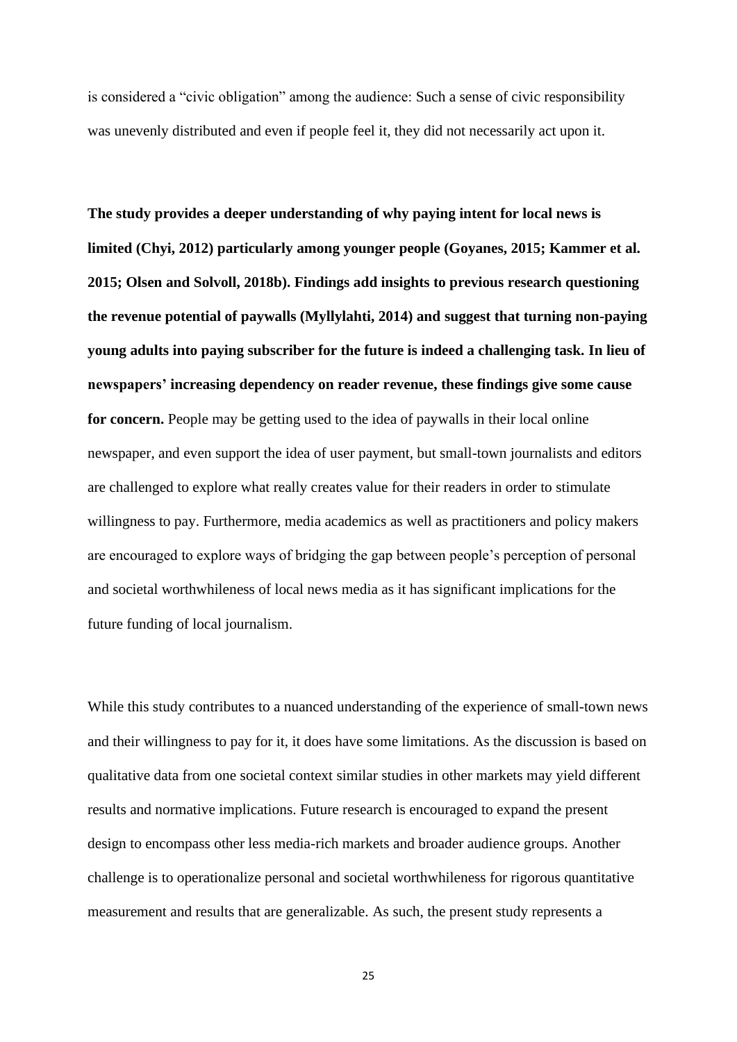is considered a "civic obligation" among the audience: Such a sense of civic responsibility was unevenly distributed and even if people feel it, they did not necessarily act upon it.

**The study provides a deeper understanding of why paying intent for local news is limited (Chyi, 2012) particularly among younger people (Goyanes, 2015; Kammer et al. 2015; Olsen and Solvoll, 2018b). Findings add insights to previous research questioning the revenue potential of paywalls (Myllylahti, 2014) and suggest that turning non-paying young adults into paying subscriber for the future is indeed a challenging task. In lieu of newspapers' increasing dependency on reader revenue, these findings give some cause for concern.** People may be getting used to the idea of paywalls in their local online newspaper, and even support the idea of user payment, but small-town journalists and editors are challenged to explore what really creates value for their readers in order to stimulate willingness to pay. Furthermore, media academics as well as practitioners and policy makers are encouraged to explore ways of bridging the gap between people's perception of personal and societal worthwhileness of local news media as it has significant implications for the future funding of local journalism.

While this study contributes to a nuanced understanding of the experience of small-town news and their willingness to pay for it, it does have some limitations. As the discussion is based on qualitative data from one societal context similar studies in other markets may yield different results and normative implications. Future research is encouraged to expand the present design to encompass other less media-rich markets and broader audience groups. Another challenge is to operationalize personal and societal worthwhileness for rigorous quantitative measurement and results that are generalizable. As such, the present study represents a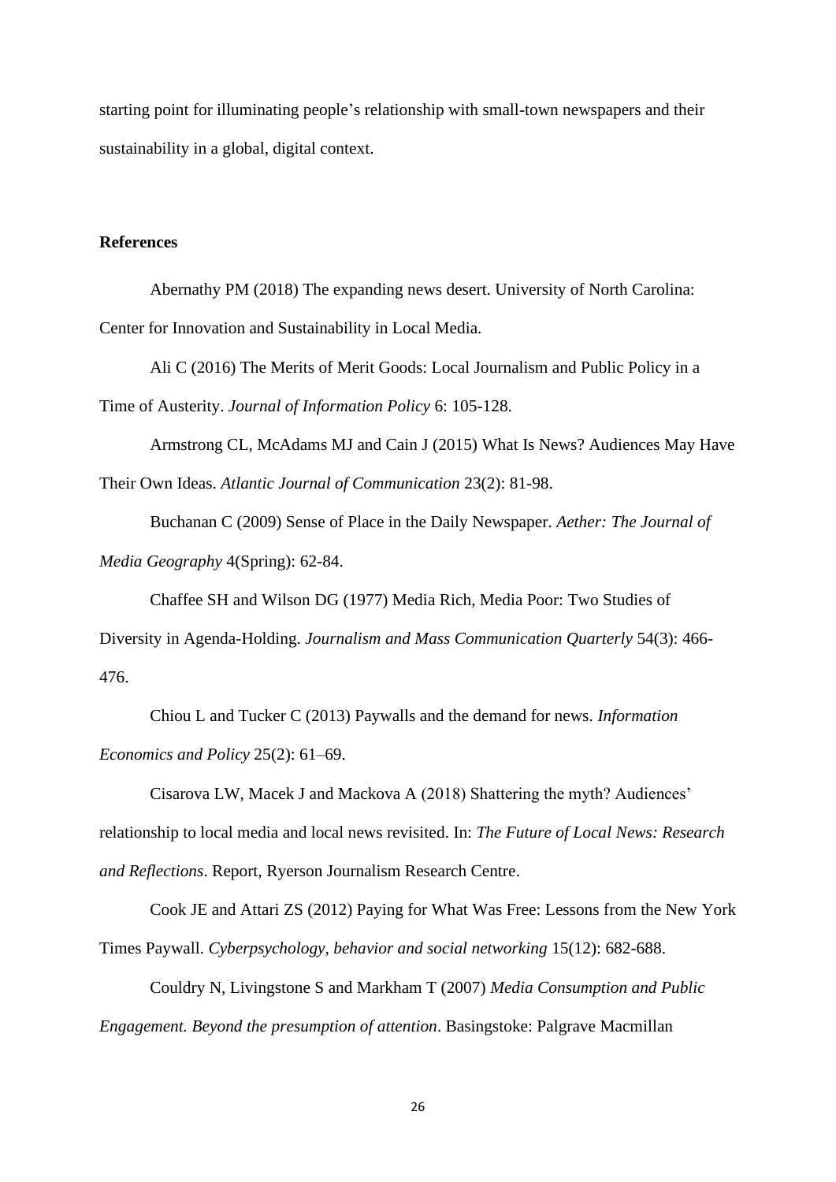starting point for illuminating people's relationship with small-town newspapers and their sustainability in a global, digital context.

**References**

Abernathy PM (2018) The expanding news desert. University of North Carolina: Center for Innovation and Sustainability in Local Media.

Ali C (2016) The Merits of Merit Goods: Local Journalism and Public Policy in a Time of Austerity. *Journal of Information Policy* 6: 105-128.

Armstrong CL, McAdams MJ and Cain J (2015) What Is News? Audiences May Have Their Own Ideas. *Atlantic Journal of Communication* 23(2): 81-98.

Buchanan C (2009) Sense of Place in the Daily Newspaper. *Aether: The Journal of Media Geography* 4(Spring): 62-84.

Chaffee SH and Wilson DG (1977) Media Rich, Media Poor: Two Studies of Diversity in Agenda-Holding. *Journalism and Mass Communication Quarterly* 54(3): 466-476.

Chiou L and Tucker C (2013) Paywalls and the demand for news. *Information Economics and Policy* 25(2): 61–69.

Cisarova LW, Macek J and Mackova A (2018) Shattering the myth? Audiences' relationship to local media and local news revisited. In: *The Future of Local News: Research and Reflections*. Report, Ryerson Journalism Research Centre.

Cook JE and Attari ZS (2012) Paying for What Was Free: Lessons from the New York Times Paywall. *Cyberpsychology, behavior and social networking* 15(12): 682-688.

Couldry N, Livingstone S and Markham T (2007) *Media Consumption and Public Engagement. Beyond the presumption of attention*. Basingstoke: Palgrave Macmillan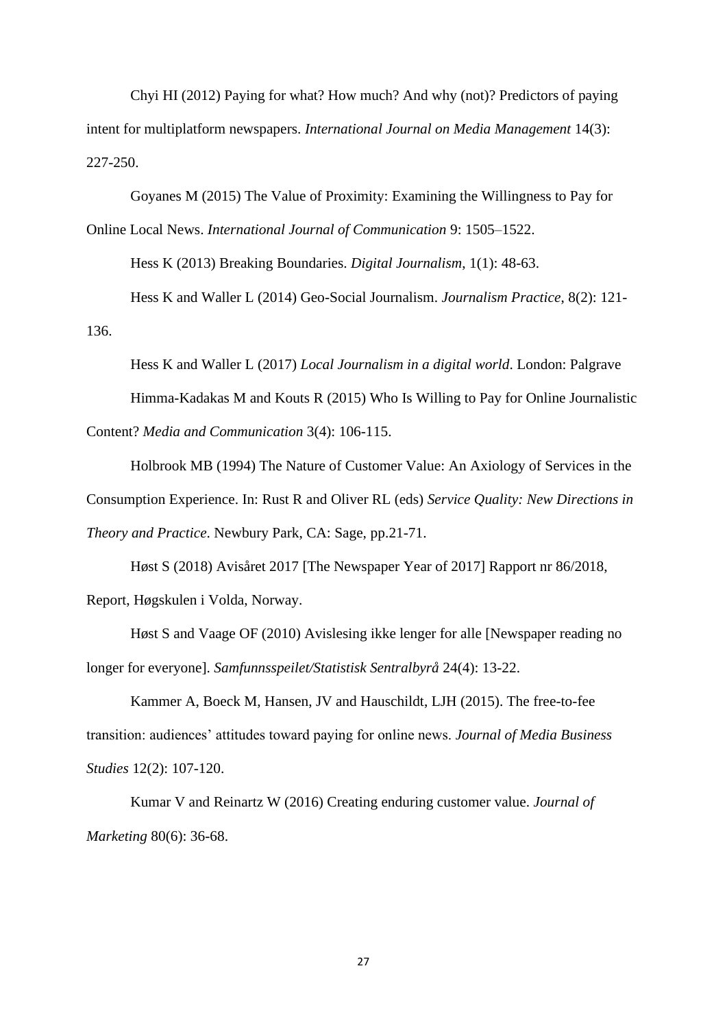Chyi HI (2012) Paying for what? How much? And why (not)? Predictors of paying intent for multiplatform newspapers. *International Journal on Media Management* 14(3): 227-250.

Goyanes M (2015) The Value of Proximity: Examining the Willingness to Pay for Online Local News. *International Journal of Communication* 9: 1505–1522.

Hess K (2013) Breaking Boundaries. *Digital Journalism*, 1(1): 48-63.

Hess K and Waller L (2014) Geo-Social Journalism. *Journalism Practice*, 8(2): 121-136.

Hess K and Waller L (2017) *Local Journalism in a digital world*. London: Palgrave

Himma-Kadakas M and Kouts R (2015) Who Is Willing to Pay for Online Journalistic Content? *Media and Communication* 3(4): 106-115.

Holbrook MB (1994) The Nature of Customer Value: An Axiology of Services in the Consumption Experience. In: Rust R and Oliver RL (eds) *Service Quality: New Directions in Theory and Practice*. Newbury Park, CA: Sage, pp.21-71.

Høst S (2018) Avisåret 2017 [The Newspaper Year of 2017] Rapport nr 86/2018, Report, Høgskulen i Volda, Norway.

Høst S and Vaage OF (2010) Avislesing ikke lenger for alle [Newspaper reading no longer for everyone]. *Samfunnsspeilet/Statistisk Sentralbyrå* 24(4): 13-22.

Kammer A, Boeck M, Hansen, JV and Hauschildt, LJH (2015). The free-to-fee transition: audiences' attitudes toward paying for online news. *Journal of Media Business Studies* 12(2): 107-120.

Kumar V and Reinartz W (2016) Creating enduring customer value. *Journal of Marketing* 80(6): 36-68.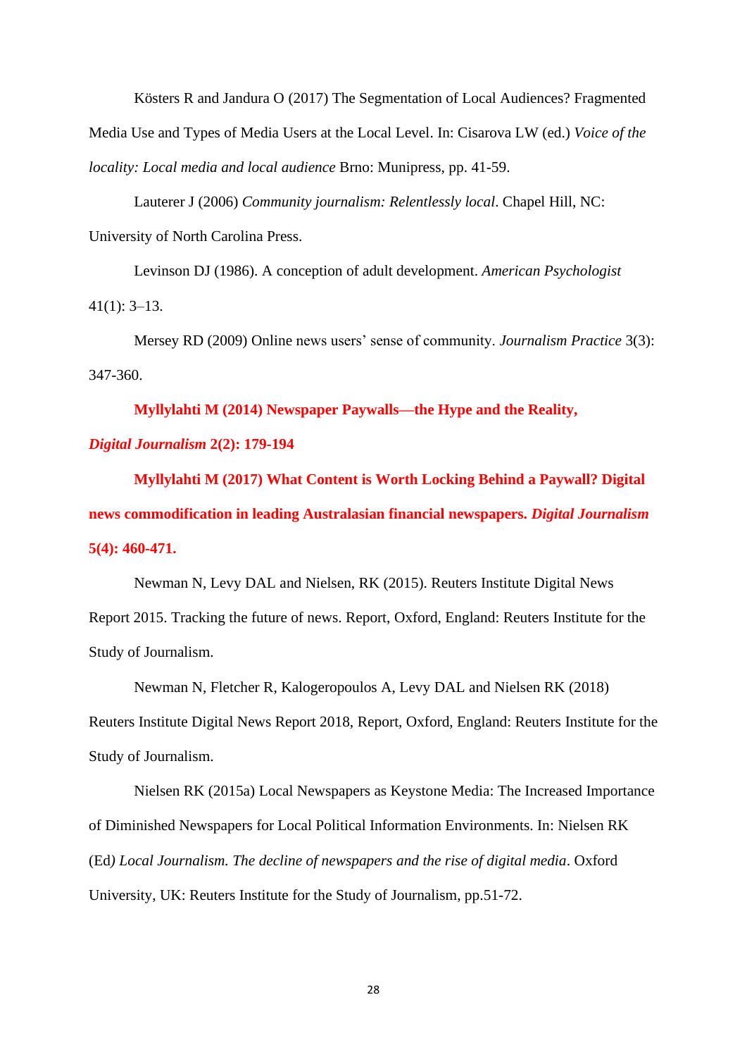Kösters R and Jandura O (2017) The Segmentation of Local Audiences? Fragmented Media Use and Types of Media Users at the Local Level. In: Cisarova LW (ed.) *Voice of the locality: Local media and local audience* Brno: Munipress, pp. 41-59.

Lauterer J (2006) *Community journalism: Relentlessly local*. Chapel Hill, NC: University of North Carolina Press.

Levinson DJ (1986). A conception of adult development. *American Psychologist* 41(1): 3–13.

Mersey RD (2009) Online news users' sense of community. *Journalism Practice* 3(3): 347-360.

**Myllylahti M (2014) Newspaper Paywalls—the Hype and the Reality, *Digital Journalism* 2(2): 179-194**

**Myllylahti M (2017) What Content is Worth Locking Behind a Paywall? Digital news commodification in leading Australasian financial newspapers. *Digital Journalism* 5(4): 460-471.**

Newman N, Levy DAL and Nielsen, RK (2015). Reuters Institute Digital News Report 2015. Tracking the future of news. Report, Oxford, England: Reuters Institute for the Study of Journalism.

Newman N, Fletcher R, Kalogeropoulos A, Levy DAL and Nielsen RK (2018) Reuters Institute Digital News Report 2018, Report, Oxford, England: Reuters Institute for the Study of Journalism.

Nielsen RK (2015a) Local Newspapers as Keystone Media: The Increased Importance of Diminished Newspapers for Local Political Information Environments. In: Nielsen RK (Ed) *Local Journalism. The decline of newspapers and the rise of digital media*. Oxford University, UK: Reuters Institute for the Study of Journalism, pp.51-72.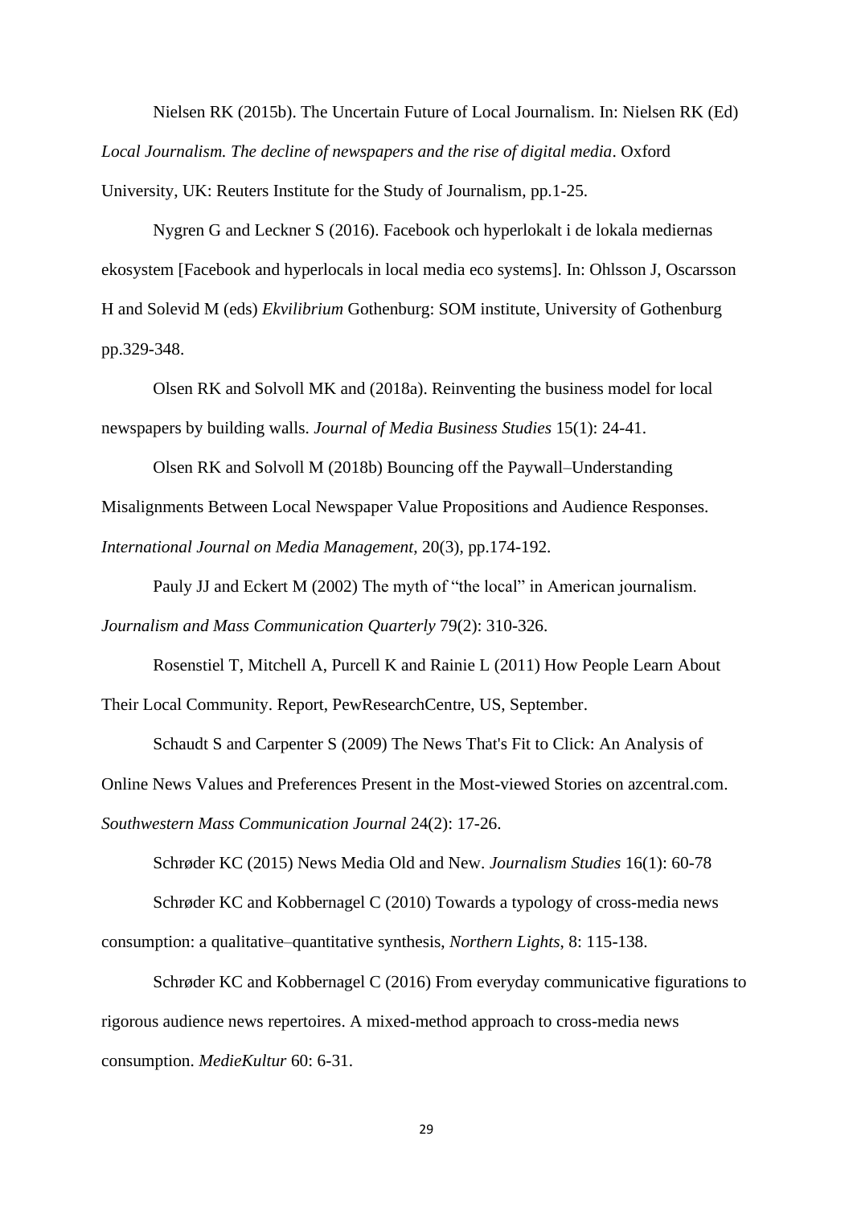Nielsen RK (2015b). The Uncertain Future of Local Journalism. In: Nielsen RK (Ed) *Local Journalism. The decline of newspapers and the rise of digital media*. Oxford University, UK: Reuters Institute for the Study of Journalism, pp.1-25.

Nygren G and Leckner S (2016). Facebook och hyperlokalt i de lokala mediernas ekosystem [Facebook and hyperlocals in local media eco systems]. In: Ohlsson J, Oscarsson H and Solevid M (eds) *Ekvilibrium* Gothenburg: SOM institute, University of Gothenburg pp.329-348.

Olsen RK and Solvoll MK and (2018a). Reinventing the business model for local newspapers by building walls. *Journal of Media Business Studies* 15(1): 24-41.

Olsen RK and Solvoll M (2018b) Bouncing off the Paywall–Understanding Misalignments Between Local Newspaper Value Propositions and Audience Responses. *International Journal on Media Management*, 20(3), pp.174-192.

Pauly JJ and Eckert M (2002) The myth of "the local" in American journalism. *Journalism and Mass Communication Quarterly* 79(2): 310-326.

Rosenstiel T, Mitchell A, Purcell K and Rainie L (2011) How People Learn About Their Local Community. Report, PewResearchCentre, US, September.

Schaudt S and Carpenter S (2009) The News That's Fit to Click: An Analysis of Online News Values and Preferences Present in the Most-viewed Stories on azcentral.com. *Southwestern Mass Communication Journal* 24(2): 17-26.

Schrøder KC (2015) News Media Old and New. *Journalism Studies* 16(1): 60-78

Schrøder KC and Kobbernagel C (2010) Towards a typology of cross-media news consumption: a qualitative–quantitative synthesis, *Northern Lights*, 8: 115-138.

Schrøder KC and Kobbernagel C (2016) From everyday communicative figurations to rigorous audience news repertoires. A mixed-method approach to cross-media news consumption. *MedieKultur* 60: 6-31.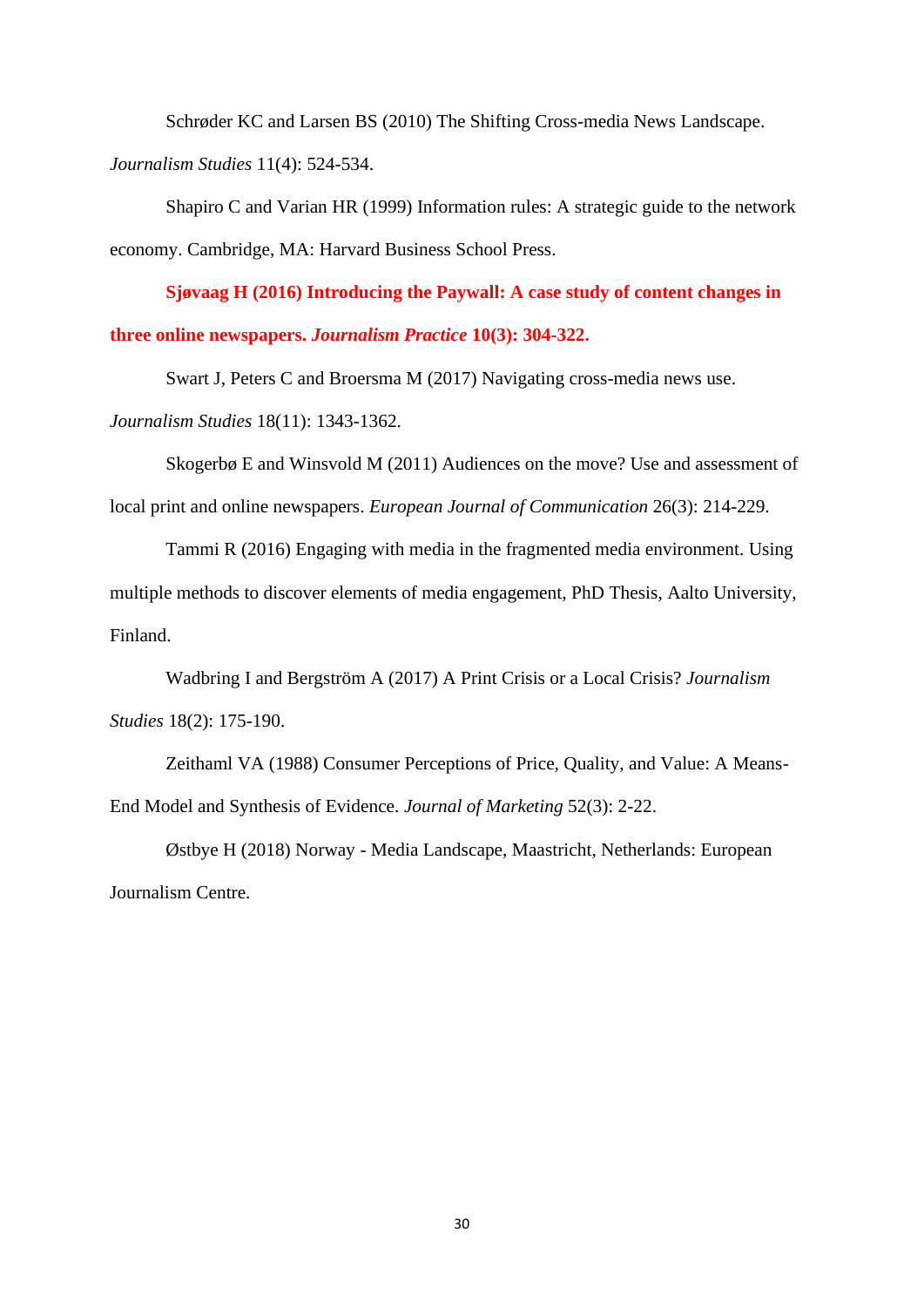Schrøder KC and Larsen BS (2010) The Shifting Cross-media News Landscape. *Journalism Studies* 11(4): 524-534.

Shapiro C and Varian HR (1999) Information rules: A strategic guide to the network economy. Cambridge, MA: Harvard Business School Press.

**Sjøvaag H (2016) Introducing the Paywall: A case study of content changes in three online newspapers. *Journalism Practice* 10(3): 304-322.**

Swart J, Peters C and Broersma M (2017) Navigating cross-media news use. *Journalism Studies* 18(11): 1343-1362.

Skogerbø E and Winsvold M (2011) Audiences on the move? Use and assessment of local print and online newspapers. *European Journal of Communication* 26(3): 214-229.

Tammi R (2016) Engaging with media in the fragmented media environment. Using multiple methods to discover elements of media engagement, PhD Thesis, Aalto University, Finland.

Wadbring I and Bergström A (2017) A Print Crisis or a Local Crisis? *Journalism Studies* 18(2): 175-190.

Zeithaml VA (1988) Consumer Perceptions of Price, Quality, and Value: A Means-End Model and Synthesis of Evidence. *Journal of Marketing* 52(3): 2-22.

Østbye H (2018) Norway - Media Landscape, Maastricht, Netherlands: European Journalism Centre.